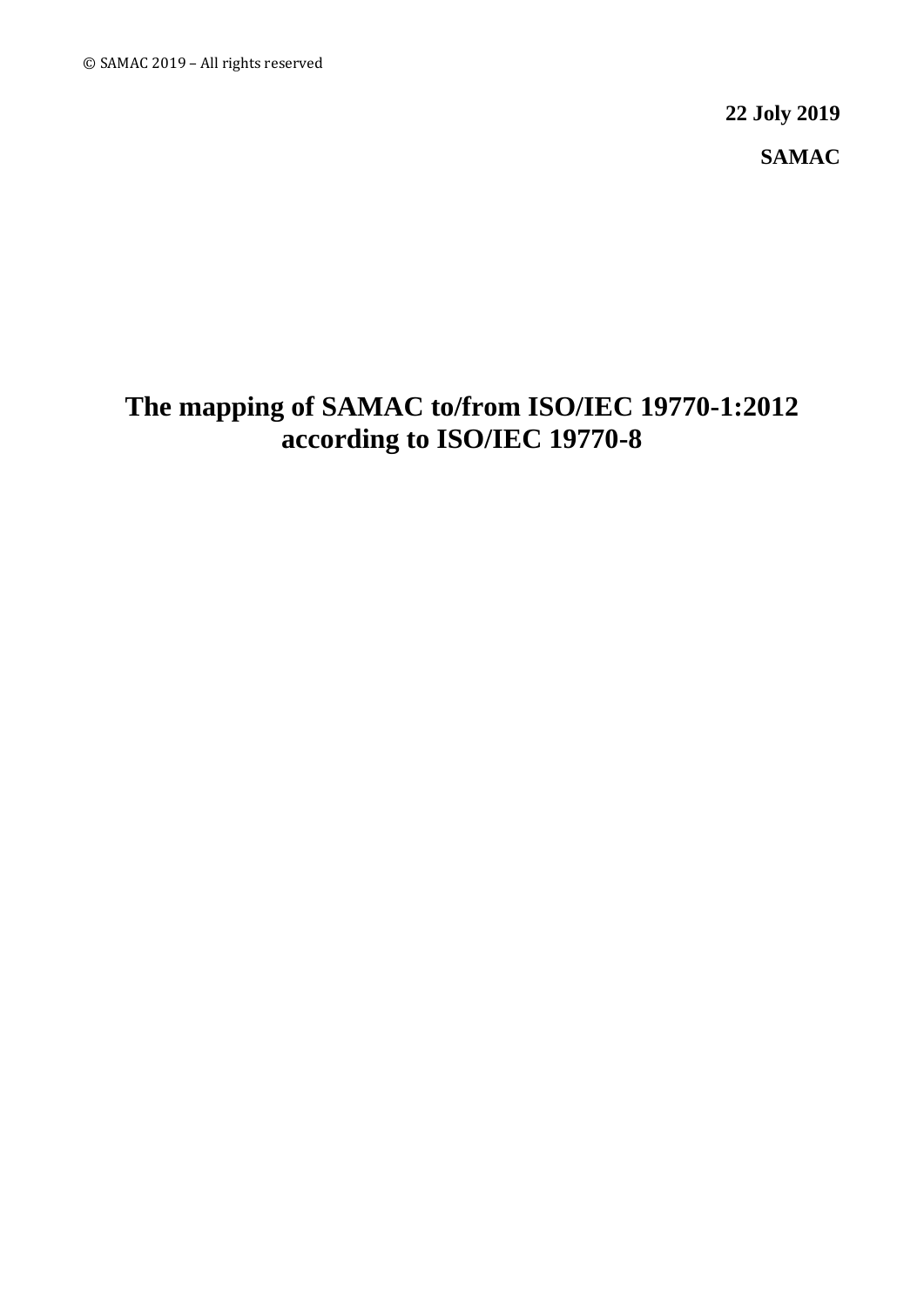© SAMAC 2019 – All rights reserved

**22 Joly 2019**

**SAMAC**

# The mapping of SAMAC to/from ISO/IEC 19770-1:2012 according to ISO/IEC 19770-8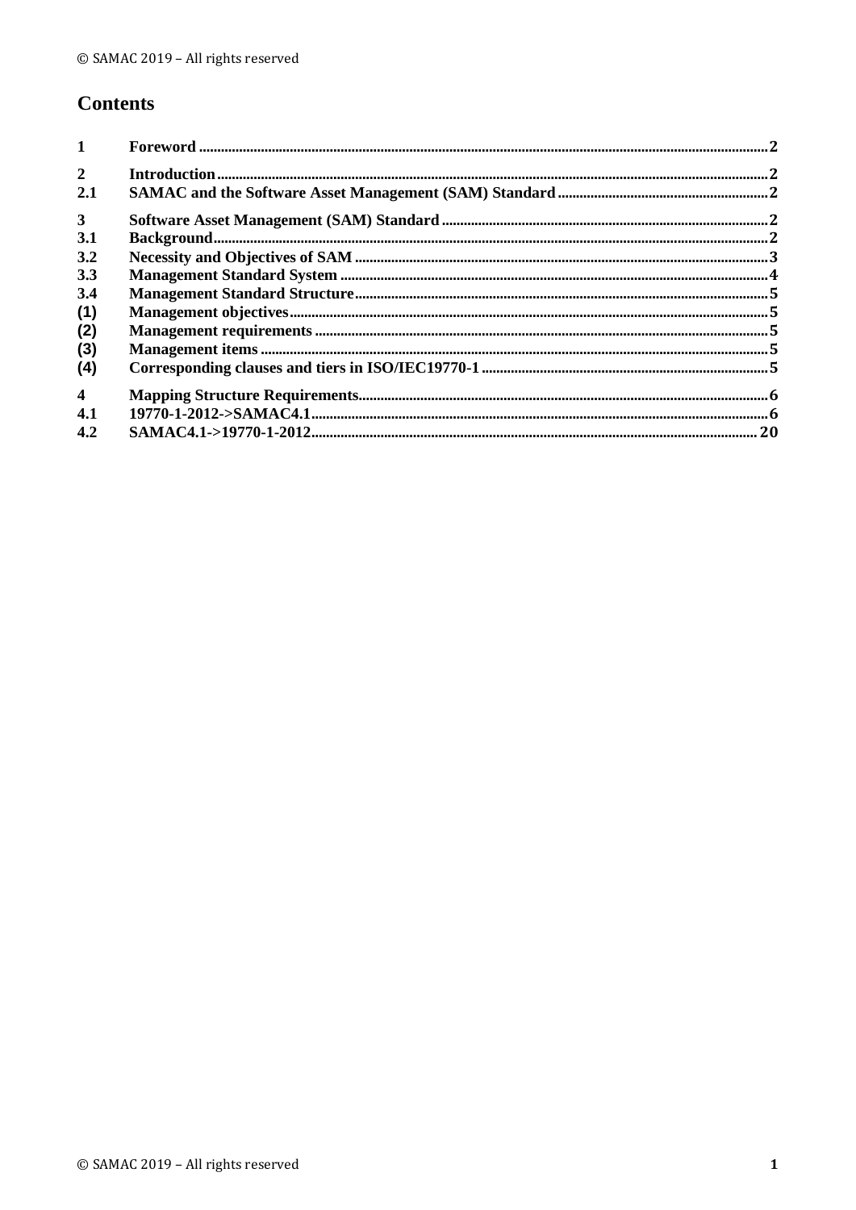# Contents

| | | |
|---|---|---|
| 1 | Foreword | 2 |
| 2 | Introduction | 2 |
| 2.1 | SAMAC and the Software Asset Management (SAM) Standard | 2 |
| 3 | Software Asset Management (SAM) Standard | 2 |
| 3.1 | Background | 2 |
| 3.2 | Necessity and Objectives of SAM | 3 |
| 3.3 | Management Standard System | 4 |
| 3.4 | Management Standard Structure | 5 |
| (1) | Management objectives | 5 |
| (2) | Management requirements | 5 |
| (3) | Management items | 5 |
| (4) | Corresponding clauses and tiers in ISO/IEC19770-1 | 5 |
| 4 | Mapping Structure Requirements | 6 |
| 4.1 | 19770-1-2012->SAMAC4.1 | 6 |
| 4.2 | SAMAC4.1->19770-1-2012 | 20 |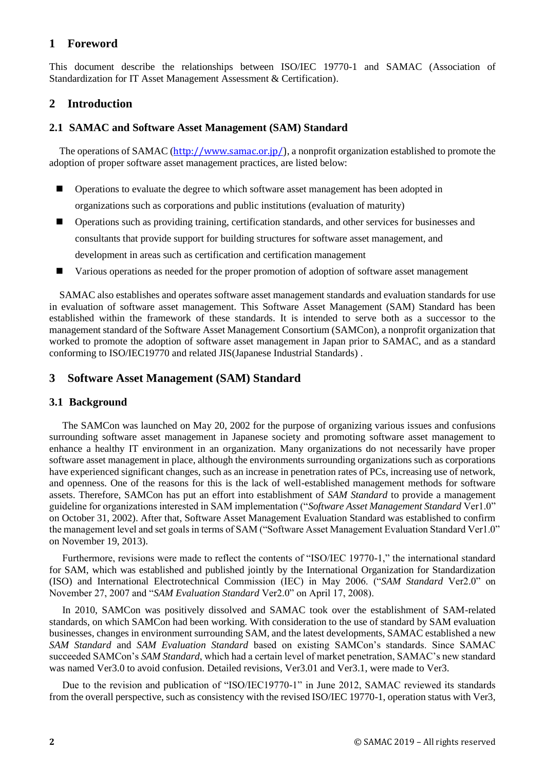# 1 Foreword

This document describe the relationships between ISO/IEC 19770-1 and SAMAC (Association of Standardization for IT Asset Management Assessment & Certification).

# 2 Introduction

## 2.1 SAMAC and Software Asset Management (SAM) Standard

The operations of SAMAC (http://www.samac.or.jp/), a nonprofit organization established to promote the adoption of proper software asset management practices, are listed below:

- Operations to evaluate the degree to which software asset management has been adopted in organizations such as corporations and public institutions (evaluation of maturity)
- Operations such as providing training, certification standards, and other services for businesses and consultants that provide support for building structures for software asset management, and development in areas such as certification and certification management
- Various operations as needed for the proper promotion of adoption of software asset management

SAMAC also establishes and operates software asset management standards and evaluation standards for use in evaluation of software asset management. This Software Asset Management (SAM) Standard has been established within the framework of these standards. It is intended to serve both as a successor to the management standard of the Software Asset Management Consortium (SAMCon), a nonprofit organization that worked to promote the adoption of software asset management in Japan prior to SAMAC, and as a standard conforming to ISO/IEC19770 and related JIS(Japanese Industrial Standards) .

# 3 Software Asset Management (SAM) Standard

## 3.1 Background

The SAMCon was launched on May 20, 2002 for the purpose of organizing various issues and confusions surrounding software asset management in Japanese society and promoting software asset management to enhance a healthy IT environment in an organization. Many organizations do not necessarily have proper software asset management in place, although the environments surrounding organizations such as corporations have experienced significant changes, such as an increase in penetration rates of PCs, increasing use of network, and openness. One of the reasons for this is the lack of well-established management methods for software assets. Therefore, SAMCon has put an effort into establishment of *SAM Standard* to provide a management guideline for organizations interested in SAM implementation ("*Software Asset Management Standard* Ver1.0" on October 31, 2002). After that, Software Asset Management Evaluation Standard was established to confirm the management level and set goals in terms of SAM ("Software Asset Management Evaluation Standard Ver1.0" on November 19, 2013).

Furthermore, revisions were made to reflect the contents of "ISO/IEC 19770-1," the international standard for SAM, which was established and published jointly by the International Organization for Standardization (ISO) and International Electrotechnical Commission (IEC) in May 2006. ("*SAM Standard* Ver2.0" on November 27, 2007 and "*SAM Evaluation Standard* Ver2.0" on April 17, 2008).

In 2010, SAMCon was positively dissolved and SAMAC took over the establishment of SAM-related standards, on which SAMCon had been working. With consideration to the use of standard by SAM evaluation businesses, changes in environment surrounding SAM, and the latest developments, SAMAC established a new *SAM Standard* and *SAM Evaluation Standard* based on existing SAMCon's standards. Since SAMAC succeeded SAMCon's *SAM Standard*, which had a certain level of market penetration, SAMAC's new standard was named Ver3.0 to avoid confusion. Detailed revisions, Ver3.01 and Ver3.1, were made to Ver3.

Due to the revision and publication of "ISO/IEC19770-1" in June 2012, SAMAC reviewed its standards from the overall perspective, such as consistency with the revised ISO/IEC 19770-1, operation status with Ver3,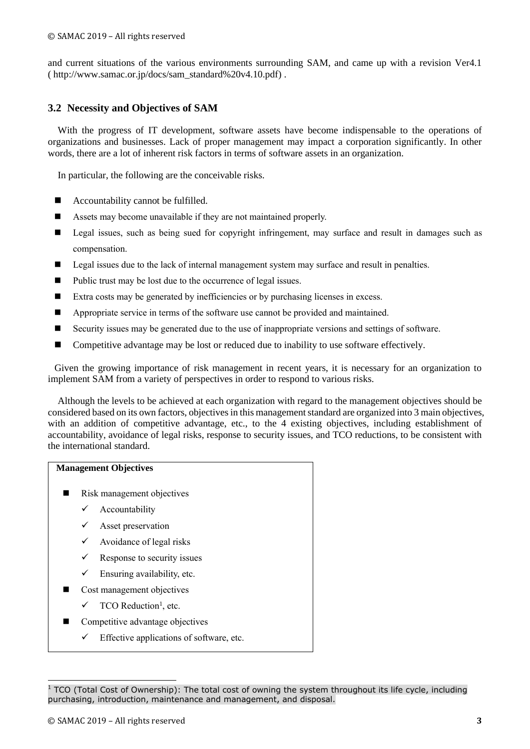and current situations of the various environments surrounding SAM, and came up with a revision Ver4.1 ( http://www.samac.or.jp/docs/sam_standard%20v4.10.pdf) .

### 3.2 Necessity and Objectives of SAM

With the progress of IT development, software assets have become indispensable to the operations of organizations and businesses. Lack of proper management may impact a corporation significantly. In other words, there are a lot of inherent risk factors in terms of software assets in an organization.

In particular, the following are the conceivable risks.

- Accountability cannot be fulfilled.
- Assets may become unavailable if they are not maintained properly.
- Legal issues, such as being sued for copyright infringement, may surface and result in damages such as compensation.
- Legal issues due to the lack of internal management system may surface and result in penalties.
- Public trust may be lost due to the occurrence of legal issues.
- Extra costs may be generated by inefficiencies or by purchasing licenses in excess.
- Appropriate service in terms of the software use cannot be provided and maintained.
- Security issues may be generated due to the use of inappropriate versions and settings of software.
- Competitive advantage may be lost or reduced due to inability to use software effectively.

Given the growing importance of risk management in recent years, it is necessary for an organization to implement SAM from a variety of perspectives in order to respond to various risks.

Although the levels to be achieved at each organization with regard to the management objectives should be considered based on its own factors, objectives in this management standard are organized into 3 main objectives, with an addition of competitive advantage, etc., to the 4 existing objectives, including establishment of accountability, avoidance of legal risks, response to security issues, and TCO reductions, to be consistent with the international standard.

**Management Objectives**

- Risk management objectives
  - ✓ Accountability
  - ✓ Asset preservation
  - ✓ Avoidance of legal risks
  - ✓ Response to security issues
  - ✓ Ensuring availability, etc.
- Cost management objectives
  - ✓ TCO Reduction[1], etc.
- Competitive advantage objectives
  - ✓ Effective applications of software, etc.

---

[1] TCO (Total Cost of Ownership): The total cost of owning the system throughout its life cycle, including purchasing, introduction, maintenance and management, and disposal.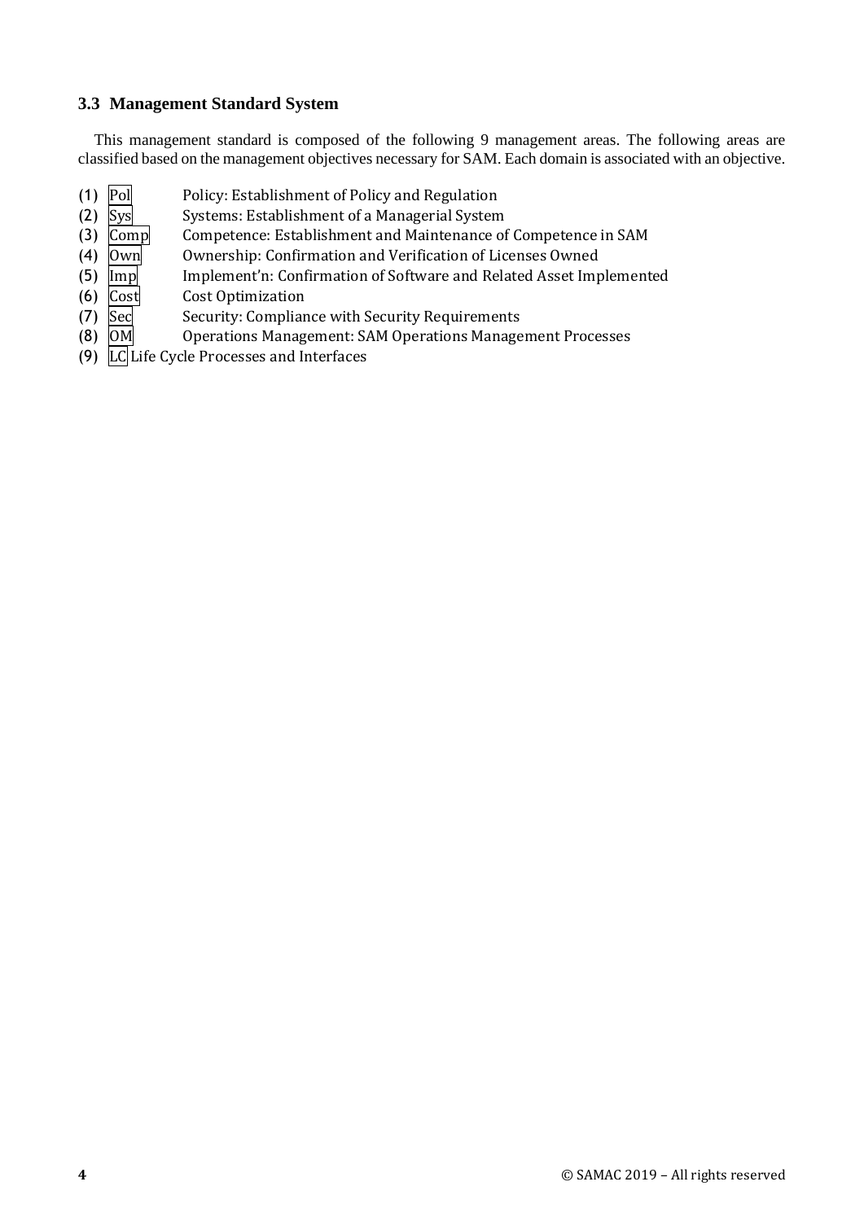### 3.3 Management Standard System

This management standard is composed of the following 9 management areas. The following areas are classified based on the management objectives necessary for SAM. Each domain is associated with an objective.

(1) Pol Policy: Establishment of Policy and Regulation
(2) Sys Systems: Establishment of a Managerial System
(3) Comp Competence: Establishment and Maintenance of Competence in SAM
(4) Own Ownership: Confirmation and Verification of Licenses Owned
(5) Imp Implement'n: Confirmation of Software and Related Asset Implemented
(6) Cost Cost Optimization
(7) Sec Security: Compliance with Security Requirements
(8) OM Operations Management: SAM Operations Management Processes
(9) LC Life Cycle Processes and Interfaces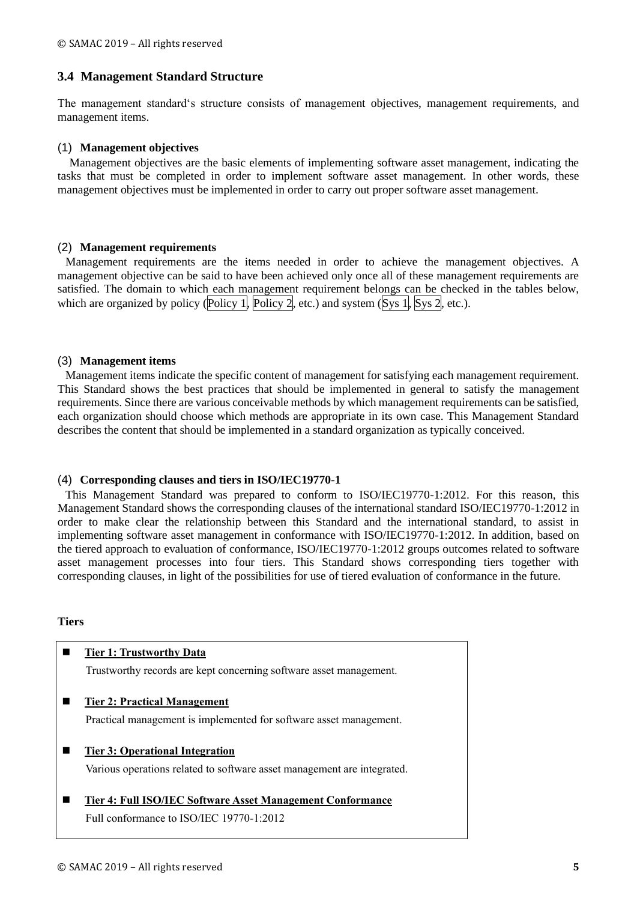## 3.4 Management Standard Structure

The management standard's structure consists of management objectives, management requirements, and management items.

### (1) Management objectives

Management objectives are the basic elements of implementing software asset management, indicating the tasks that must be completed in order to implement software asset management. In other words, these management objectives must be implemented in order to carry out proper software asset management.

### (2) Management requirements

Management requirements are the items needed in order to achieve the management objectives. A management objective can be said to have been achieved only once all of these management requirements are satisfied. The domain to which each management requirement belongs can be checked in the tables below, which are organized by policy (Policy 1, Policy 2, etc.) and system (Sys 1, Sys 2, etc.).

### (3) Management items

Management items indicate the specific content of management for satisfying each management requirement. This Standard shows the best practices that should be implemented in general to satisfy the management requirements. Since there are various conceivable methods by which management requirements can be satisfied, each organization should choose which methods are appropriate in its own case. This Management Standard describes the content that should be implemented in a standard organization as typically conceived.

### (4) Corresponding clauses and tiers in ISO/IEC19770-1

This Management Standard was prepared to conform to ISO/IEC19770-1:2012. For this reason, this Management Standard shows the corresponding clauses of the international standard ISO/IEC19770-1:2012 in order to make clear the relationship between this Standard and the international standard, to assist in implementing software asset management in conformance with ISO/IEC19770-1:2012. In addition, based on the tiered approach to evaluation of conformance, ISO/IEC19770-1:2012 groups outcomes related to software asset management processes into four tiers. This Standard shows corresponding tiers together with corresponding clauses, in light of the possibilities for use of tiered evaluation of conformance in the future.

**Tiers**

- **Tier 1: Trustworthy Data**
  Trustworthy records are kept concerning software asset management.
- **Tier 2: Practical Management**
  Practical management is implemented for software asset management.
- **Tier 3: Operational Integration**
  Various operations related to software asset management are integrated.
- **Tier 4: Full ISO/IEC Software Asset Management Conformance**
  Full conformance to ISO/IEC 19770-1:2012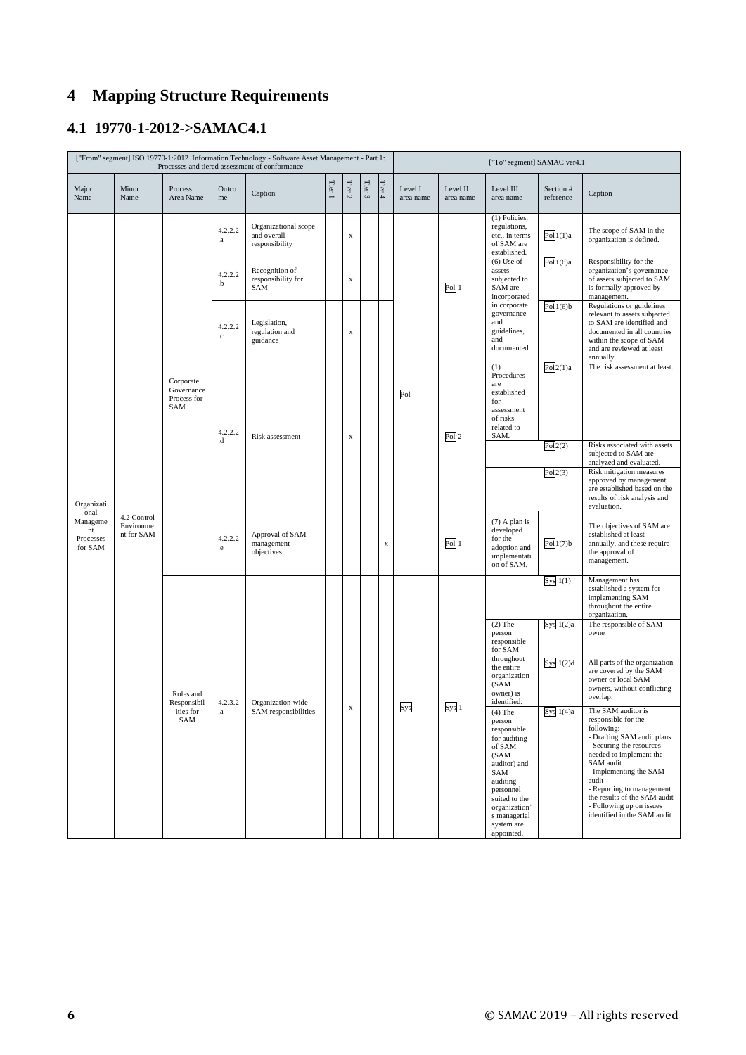# 4 Mapping Structure Requirements

## 4.1 19770-1-2012->SAMAC4.1

| ["From" segment] ISO 19770-1:2012 Information Technology - Software Asset Management - Part 1: Processes and tiered assessment of conformance | | | | | | | | | ["To" segment] SAMAC ver4.1 | | | | |
|---|---|---|---|---|---|---|---|---|---|---|---|---|---|
| Major Name | Minor Name | Process Area Name | Outcome | Caption | Tier 1 | Tier 2 | Tier 3 | Tier 4 | Level I area name | Level II area name | Level III area name | Section # reference | Caption |
| Organizational Management Processes for SAM | 4.2 Control Environment for SAM | Corporate Governance Process for SAM | 4.2.2.2.a | Organizational scope and overall responsibility | | x | | | Pol | Pol 1 | (1) Policies, regulations, etc., in terms of SAM are established. | Pol 1(1)a | The scope of SAM in the organization is defined. |
| | | | 4.2.2.2.b | Recognition of responsibility for SAM | | x | | | | | (6) Use of assets subjected to SAM are incorporated in corporate governance and guidelines, and documented. | Pol 1(6)a | Responsibility for the organization's governance of assets subjected to SAM is formally approved by management. |
| | | | 4.2.2.2.c | Legislation, regulation and guidance | | x | | | | | | Pol 1(6)b | Regulations or guidelines relevant to assets subjected to SAM are identified and documented in all countries within the scope of SAM and are reviewed at least annually. |
| | | | 4.2.2.2.d | Risk assessment | | x | | | | Pol 2 | (1) Procedures are established for assessment of risks related to SAM. | Pol 2(1)a | The risk assessment at least. |
| | | | | | | | | | | | | Pol 2(2) | Risks associated with assets subjected to SAM are analyzed and evaluated. |
| | | | | | | | | | | | | Pol 2(3) | Risk mitigation measures approved by management are established based on the results of risk analysis and evaluation. |
| | | | 4.2.2.2.e | Approval of SAM management objectives | | | | x | | Pol 1 | (7) A plan is developed for the adoption and implementation of SAM. | Pol 1(7)b | The objectives of SAM are established at least annually, and these require the approval of management. |
| | | Roles and Responsibilities for SAM | 4.2.3.2.a | Organization-wide SAM responsibilities | | x | | | Sys | Sys 1 | | Sys 1(1) | Management has established a system for implementing SAM throughout the entire organization. |
| | | | | | | | | | | | (2) The person responsible for SAM throughout the entire organization (SAM owner) is identified. | Sys 1(2)a | The responsible of SAM owne |
| | | | | | | | | | | | | Sys 1(2)d | All parts of the organization are covered by the SAM owner or local SAM owners, without conflicting overlap. |
| | | | | | | | | | | | (4) The person responsible for auditing of SAM (SAM auditor) and SAM auditing personnel suited to the organization's managerial system are appointed. | Sys 1(4)a | The SAM auditor is responsible for the following: - Drafting SAM audit plans - Securing the resources needed to implement the SAM audit - Implementing the SAM audit - Reporting to management the results of the SAM audit - Following up on issues identified in the SAM audit |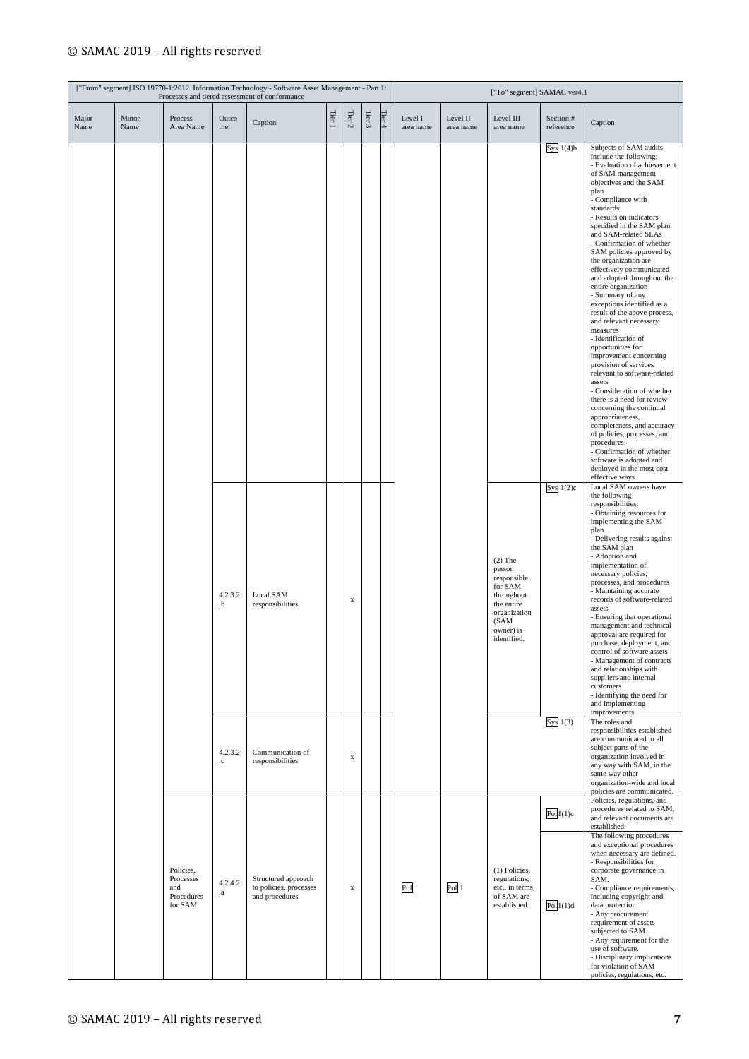| ["From" segment] ISO 19770-1:2012 Information Technology - Software Asset Management - Part 1: Processes and tiered assessment of conformance | | | | | | | | | ["To" segment] SAMAC ver4.1 | | | | |
|---|---|---|---|---|---|---|---|---|---|---|---|---|---|
| Major Name | Minor Name | Process Area Name | Outcome | Caption | Tier 1 | Tier 2 | Tier 3 | Tier 4 | Level I area name | Level II area name | Level III area name | Section # reference | Caption |
| | | | | | | | | | | | | Sys 1(4)b | Subjects of SAM audits include the following:<br>- Evaluation of achievement of SAM management objectives and the SAM plan<br>- Compliance with standards<br>- Results on indicators specified in the SAM plan and SAM-related SLAs<br>- Confirmation of whether SAM policies approved by the organization are effectively communicated and adopted throughout the entire organization<br>- Summary of any exceptions identified as a result of the above process, and relevant necessary measures<br>- Identification of opportunities for improvement concerning provision of services relevant to software-related assets<br>- Consideration of whether there is a need for review concerning the continual appropriateness, completeness, and accuracy of policies, processes, and procedures<br>- Confirmation of whether software is adopted and deployed in the most cost-effective ways |
| | | | 4.2.3.2.b | Local SAM responsibilities | | x | | | | | (2) The person responsible for SAM throughout the entire organization (SAM owner) is identified. | Sys 1(2)c | Local SAM owners have the following responsibilities:<br>- Obtaining resources for implementing the SAM plan<br>- Delivering results against the SAM plan<br>- Adoption and implementation of necessary policies, processes, and procedures<br>- Maintaining accurate records of software-related assets<br>- Ensuring that operational management and technical approval are required for purchase, deployment, and control of software assets<br>- Management of contracts and relationships with suppliers and internal customers<br>- Identifying the need for and implementing improvements |
| | | | 4.2.3.2.c | Communication of responsibilities | | x | | | | | | Sys 1(3) | The roles and responsibilities established are communicated to all subject parts of the organization involved in any way with SAM, in the same way other organization-wide and local policies are communicated. |
| | | Policies, Processes and Procedures for SAM | 4.2.4.2.a | Structured approach to policies, processes and procedures | | x | | | Pol | Pol 1 | (1) Policies, regulations, etc., in terms of SAM are established. | Pol 1(1)c | Policies, regulations, and procedures related to SAM, and relevant documents are established. |
| | | | | | | | | | | | | Pol 1(1)d | The following procedures and exceptional procedures when necessary are defined.<br>- Responsibilities for corporate governance in SAM.<br>- Compliance requirements, including copyright and data protection.<br>- Any procurement requirement of assets subjected to SAM.<br>- Any requirement for the use of software.<br>- Disciplinary implications for violation of SAM policies, regulations, etc. |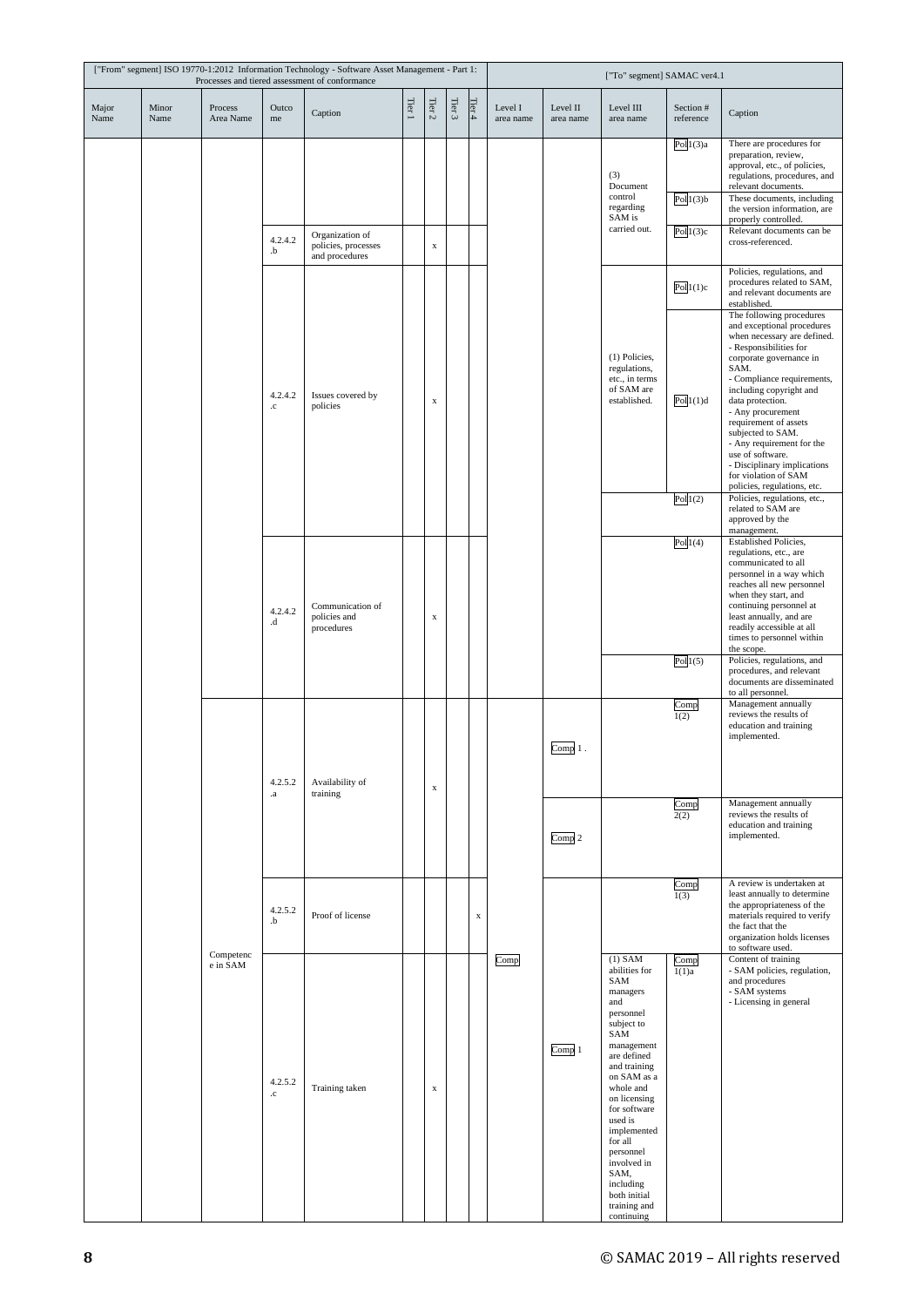| ["From" segment] ISO 19770-1:2012 Information Technology - Software Asset Management - Part 1: Processes and tiered assessment of conformance | | | | | | | | | ["To" segment] SAMAC ver4.1 | | | | |
|---|---|---|---|---|---|---|---|---|---|---|---|---|---|
| Major Name | Minor Name | Process Area Name | Outcome | Caption | Tier 1 | Tier 2 | Tier 3 | Tier 4 | Level I area name | Level II area name | Level III area name | Section # reference | Caption |
| | | | | | | | | | | | (3) Document control regarding SAM is carried out. | Pol 1(3)a | There are procedures for preparation, review, approval, etc., of policies, regulations, procedures, and relevant documents. |
| | | | | | | | | | | | | Pol 1(3)b | These documents, including the version information, are properly controlled. |
| | | | 4.2.4.2.b | Organization of policies, processes and procedures | | x | | | | | | Pol 1(3)c | Relevant documents can be cross-referenced. |
| | | | 4.2.4.2.c | Issues covered by policies | | x | | | | | (1) Policies, regulations, etc., in terms of SAM are established. | Pol 1(1)c | Policies, regulations, and procedures related to SAM, and relevant documents are established. |
| | | | | | | | | | | | | Pol 1(1)d | The following procedures and exceptional procedures when necessary are defined.<br>- Responsibilities for corporate governance in SAM.<br>- Compliance requirements, including copyright and data protection.<br>- Any procurement requirement of assets subjected to SAM.<br>- Any requirement for the use of software.<br>- Disciplinary implications for violation of SAM policies, regulations, etc. |
| | | | | | | | | | | | | Pol 1(2) | Policies, regulations, etc., related to SAM are approved by the management. |
| | | | 4.2.4.2.d | Communication of policies and procedures | | x | | | | | | Pol 1(4) | Established Policies, regulations, etc., are communicated to all personnel in a way which reaches all new personnel when they start, and continuing personnel at least annually, and are readily accessible at all times to personnel within the scope. |
| | | | | | | | | | | | | Pol 1(5) | Policies, regulations, and procedures, and relevant documents are disseminated to all personnel. |
| | | Competence in SAM | 4.2.5.2.a | Availability of training | | x | | | Comp | Comp 1 . | | Comp 1(2) | Management annually reviews the results of education and training implemented. |
| | | | | | | | | | | Comp 2 | | Comp 2(2) | Management annually reviews the results of education and training implemented. |
| | | | 4.2.5.2.b | Proof of license | | | | x | | Comp 1 | | Comp 1(3) | A review is undertaken at least annually to determine the appropriateness of the materials required to verify the fact that the organization holds licenses to software used. |
| | | | 4.2.5.2.c | Training taken | | x | | | | | (1) SAM abilities for SAM managers and personnel subject to SAM management are defined and training on SAM as a whole and on licensing for software used is implemented for all personnel involved in SAM, including both initial training and continuing | Comp 1(1)a | Content of training<br>- SAM policies, regulation, and procedures<br>- SAM systems<br>- Licensing in general |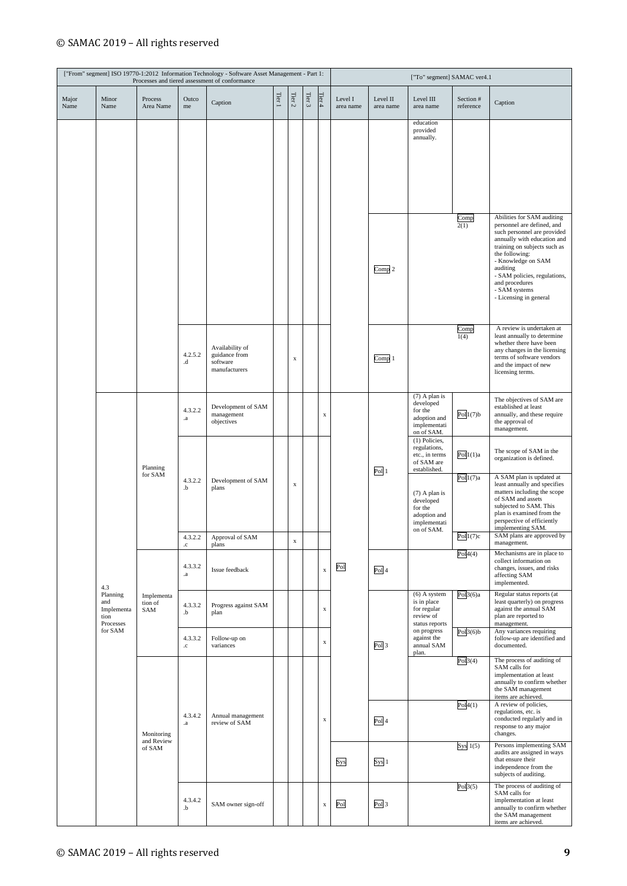| ["From" segment] ISO 19770-1:2012 Information Technology - Software Asset Management - Part 1: Processes and tiered assessment of conformance | | | | | | | | | ["To" segment] SAMAC ver4.1 | | | | |
|---|---|---|---|---|---|---|---|---|---|---|---|---|---|
| Major Name | Minor Name | Process Area Name | Outcome | Caption | Tier 1 | Tier 2 | Tier 3 | Tier 4 | Level I area name | Level II area name | Level III area name | Section # reference | Caption |
| | | | | | | | | | | | education provided annually. | | |
| | | | | | | | | | | Comp 2 | | Comp 2(1) | Abilities for SAM auditing personnel are defined, and such personnel are provided annually with education and training on subjects such as the following:<br>- Knowledge on SAM auditing<br>- SAM policies, regulations, and procedures<br>- SAM systems<br>- Licensing in general |
| | | | 4.2.5.2.d | Availability of guidance from software manufacturers | | x | | | | Comp 1 | | Comp 1(4) | A review is undertaken at least annually to determine whether there have been any changes in the licensing terms of software vendors and the impact of new licensing terms. |
| 4.3 Planning and Implementation Processes for SAM | | Planning for SAM | 4.3.2.2.a | Development of SAM management objectives | | | | x | Pol | Pol 1 | (7) A plan is developed for the adoption and implementation of SAM. | Pol 1(7)b | The objectives of SAM are established at least annually, and these require the approval of management. |
| | | | 4.3.2.2.b | Development of SAM plans | | x | | | | | (1) Policies, regulations, etc., in terms of SAM are established. | Pol 1(1)a | The scope of SAM in the organization is defined. |
| | | | | | | | | | | | (7) A plan is developed for the adoption and implementation of SAM. | Pol 1(7)a | A SAM plan is updated at least annually and specifies matters including the scope of SAM and assets subjected to SAM. This plan is examined from the perspective of efficiently implementing SAM. |
| | | | 4.3.2.2.c | Approval of SAM plans | | x | | | | | | Pol 1(7)c | SAM plans are approved by management. |
| | | Implementation of SAM | 4.3.3.2.a | Issue feedback | | | | x | | Pol 4 | | Pol 4(4) | Mechanisms are in place to collect information on changes, issues, and risks affecting SAM implemented. |
| | | | 4.3.3.2.b | Progress against SAM plan | | | | x | | Pol 3 | (6) A system is in place for regular review of status reports on progress against the annual SAM plan. | Pol 3(6)a | Regular status reports (at least quarterly) on progress against the annual SAM plan are reported to management. |
| | | | 4.3.3.2.c | Follow-up on variances | | | | x | | | | Pol 3(6)b | Any variances requiring follow-up are identified and documented. |
| | | Monitoring and Review of SAM | 4.3.4.2.a | Annual management review of SAM | | | | x | | | | Pol 3(4) | The process of auditing of SAM calls for implementation at least annually to confirm whether the SAM management items are achieved. |
| | | | | | | | | | | Pol 4 | | Pol 4(1) | A review of policies, regulations, etc. is conducted regularly and in response to any major changes. |
| | | | | | | | | | Sys | Sys 1 | | Sys 1(5) | Persons implementing SAM audits are assigned in ways that ensure their independence from the subjects of auditing. |
| | | | 4.3.4.2.b | SAM owner sign-off | | | | x | Pol | Pol 3 | | Pol 3(5) | The process of auditing of SAM calls for implementation at least annually to confirm whether the SAM management items are achieved. |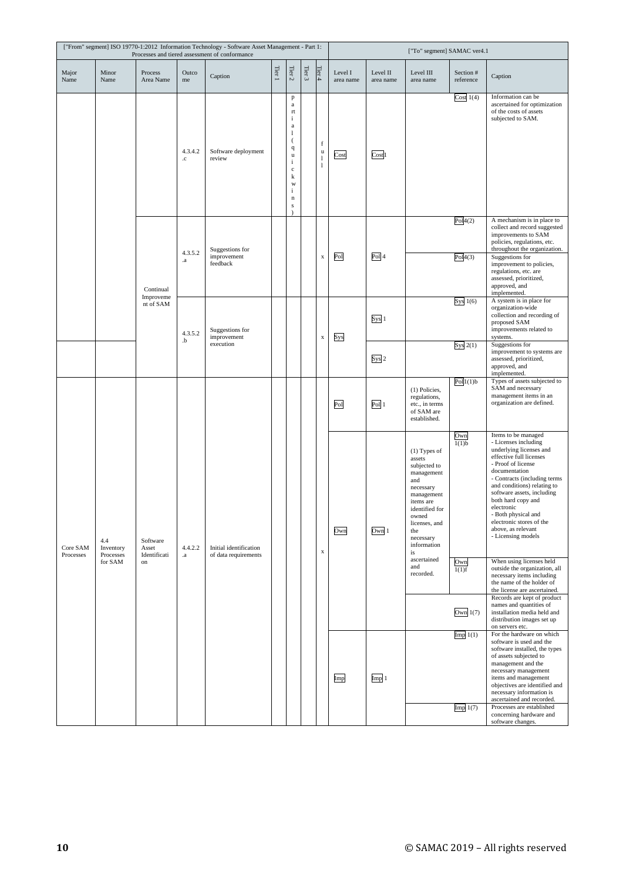| ["From" segment] ISO 19770-1:2012 Information Technology - Software Asset Management - Part 1: Processes and tiered assessment of conformance | | | | | | | | | ["To" segment] SAMAC ver4.1 | | | | |
|---|---|---|---|---|---|---|---|---|---|---|---|---|---|
| Major Name | Minor Name | Process Area Name | Outcome | Caption | Tier 1 | Tier 2 | Tier 3 | Tier 4 | Level I area name | Level II area name | Level III area name | Section # reference | Caption |
| | | | 4.3.4.2.c | Software deployment review | | partial (quick wins) | | full | Cost | Cost 1 | | Cost 1(4) | Information can be ascertained for optimization of the costs of assets subjected to SAM. |
| | | Continual Improvement of SAM | 4.3.5.2.a | Suggestions for improvement feedback | | | | x | Pol | Pol 4 | | Pol 4(2) | A mechanism is in place to collect and record suggested improvements to SAM policies, regulations, etc. throughout the organization. |
| | | | | | | | | | | | | Pol 4(3) | Suggestions for improvement to policies, regulations, etc. are assessed, prioritized, approved, and implemented. |
| | | | 4.3.5.2.b | Suggestions for improvement execution | | | | x | Sys | Sys 1 | | Sys 1(6) | A system is in place for organization-wide collection and recording of proposed SAM improvements related to systems. |
| | | | | | | | | | | Sys 2 | | Sys 2(1) | Suggestions for improvement to systems are assessed, prioritized, approved, and implemented. |
| Core SAM Processes | 4.4 Inventory Processes for SAM | Software Asset Identification | 4.4.2.2.a | Initial identification of data requirements | | | | x | Pol | Pol 1 | (1) Policies, regulations, etc., in terms of SAM are established. | Pol 1(1)b | Types of assets subjected to SAM and necessary management items in an organization are defined. |
| | | | | | | | | | Own | Own 1 | (1) Types of assets subjected to management and necessary management items are identified for owned licenses, and the necessary information is ascertained and recorded. | Own 1(1)b | Items to be managed<br>- Licenses including underlying licenses and effective full licenses<br>- Proof of license documentation<br>- Contracts (including terms and conditions) relating to software assets, including both hard copy and electronic<br>- Both physical and electronic stores of the above, as relevant<br>- Licensing models |
| | | | | | | | | | | | | Own 1(1)f | When using licenses held outside the organization, all necessary items including the name of the holder of the license are ascertained. |
| | | | | | | | | | | | | Own 1(7) | Records are kept of product names and quantities of installation media held and distribution images set up on servers etc. |
| | | | | | | | | | Imp | Imp 1 | | Imp 1(1) | For the hardware on which software is used and the software installed, the types of assets subjected to management and the necessary management items and management objectives are identified and necessary information is ascertained and recorded. |
| | | | | | | | | | | | | Imp 1(7) | Processes are established concerning hardware and software changes. |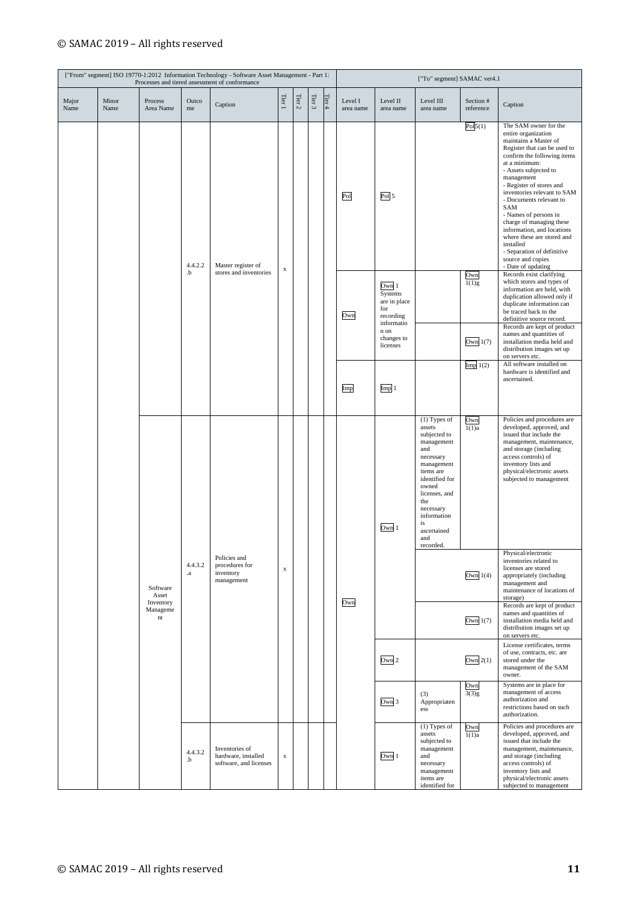| ["From" segment] ISO 19770-1:2012 Information Technology - Software Asset Management - Part 1: Processes and tiered assessment of conformance | | | | | | | | | ["To" segment] SAMAC ver4.1 | | | | |
|---|---|---|---|---|---|---|---|---|---|---|---|---|---|
| Major Name | Minor Name | Process Area Name | Outcome | Caption | Tier 1 | Tier 2 | Tier 3 | Tier 4 | Level I area name | Level II area name | Level III area name | Section # reference | Caption |
| | | | 4.4.2.2.b | Master register of stores and inventories | x | | | | Pol | Pol 5 | | Pol 5(1) | The SAM owner for the entire organization maintains a Master of Register that can be used to confirm the following items at a minimum: - Assets subjected to management - Register of stores and inventories relevant to SAM - Documents relevant to SAM - Names of persons in charge of managing these information, and locations where these are stored and installed - Separation of definitive source and copies - Date of updating |
| | | | | | | | | | Own | Own 1 Systems are in place for recording information on changes to licenses | | Own 1(1)g | Records exist clarifying which stores and types of information are held, with duplication allowed only if duplicate information can be traced back to the definitive source record. |
| | | | | | | | | | | | | Own 1(7) | Records are kept of product names and quantities of installation media held and distribution images set up on servers etc. |
| | | | | | | | | | Imp | Imp 1 | | Imp 1(2) | All software installed on hardware is identified and ascertained. |
| | | Software Asset Inventory Management | 4.4.3.2.a | Policies and procedures for inventory management | x | | | | Own | Own 1 | (1) Types of assets subjected to management and necessary management items are identified for owned licenses, and the necessary information is ascertained and recorded. | Own 1(1)a | Policies and procedures are developed, approved, and issued that include the management, maintenance, and storage (including access controls) of inventory lists and physical/electronic assets subjected to management |
| | | | | | | | | | | | | Own 1(4) | Physical/electronic inventories related to licenses are stored appropriately (including management and maintenance of locations of storage) |
| | | | | | | | | | | | | Own 1(7) | Records are kept of product names and quantities of installation media held and distribution images set up on servers etc. |
| | | | | | | | | | | Own 2 | | Own 2(1) | License certificates, terms of use, contracts, etc. are stored under the management of the SAM owner. |
| | | | | | | | | | | Own 3 | (3) Appropriateness | Own 3(3)g | Systems are in place for management of access authorization and restrictions based on such authorization. |
| | | | 4.4.3.2.b | Inventories of hardware, installed software, and licenses | x | | | | | Own 1 | (1) Types of assets subjected to management and necessary management items are identified for | Own 1(1)a | Policies and procedures are developed, approved, and issued that include the management, maintenance, and storage (including access controls) of inventory lists and physical/electronic assets subjected to management |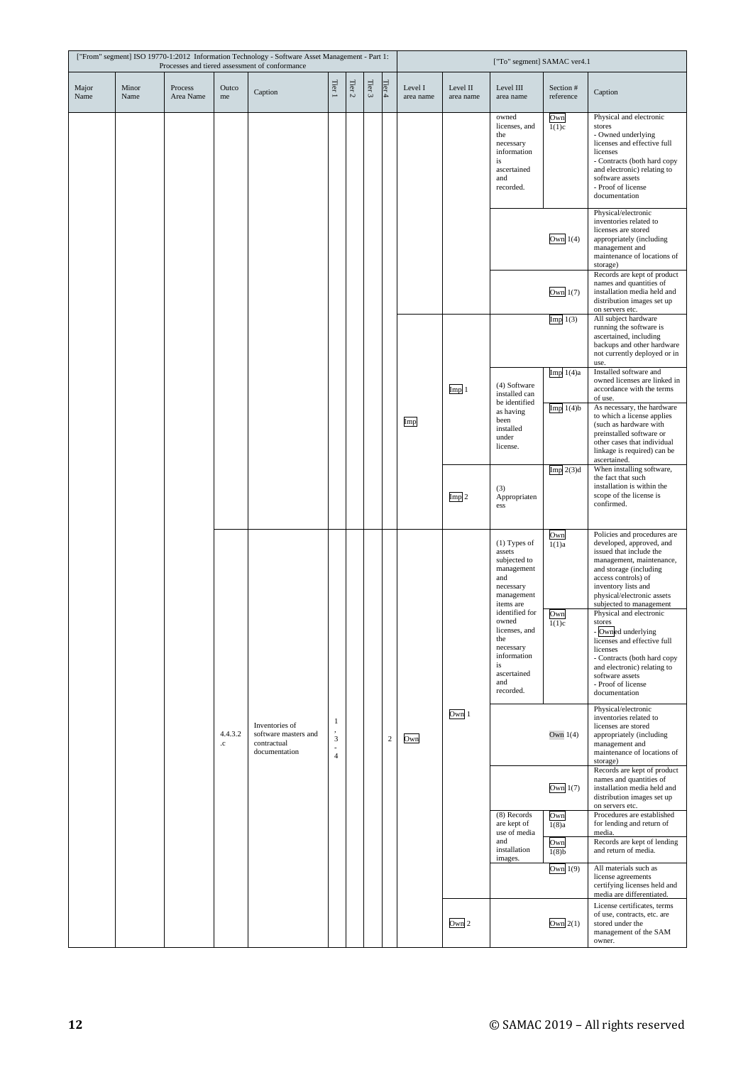| ["From" segment] ISO 19770-1:2012 Information Technology - Software Asset Management - Part 1: Processes and tiered assessment of conformance | | | | | | | | | ["To" segment] SAMAC ver4.1 | | | | |
|---|---|---|---|---|---|---|---|---|---|---|---|---|---|
| Major Name | Minor Name | Process Area Name | Outcome | Caption | Tier 1 | Tier 2 | Tier 3 | Tier 4 | Level I area name | Level II area name | Level III area name | Section # reference | Caption |
| | | | | | | | | | | | owned licenses, and the necessary information is ascertained and recorded. | Own 1(1)c | Physical and electronic stores - Owned underlying licenses and effective full licenses - Contracts (both hard copy and electronic) relating to software assets - Proof of license documentation |
| | | | | | | | | | | | | Own 1(4) | Physical/electronic inventories related to licenses are stored appropriately (including management and maintenance of locations of storage) |
| | | | | | | | | | | | | Own 1(7) | Records are kept of product names and quantities of installation media held and distribution images set up on servers etc. |
| | | | | | | | | | Imp | Imp 1 | | Imp 1(3) | All subject hardware running the software is ascertained, including backups and other hardware not currently deployed or in use. |
| | | | | | | | | | | | (4) Software installed can be identified as having been installed under license. | Imp 1(4)a | Installed software and owned licenses are linked in accordance with the terms of use. |
| | | | | | | | | | | | | Imp 1(4)b | As necessary, the hardware to which a license applies (such as hardware with preinstalled software or other cases that individual linkage is required) can be ascertained. |
| | | | | | | | | | | Imp 2 | (3) Appropriateness | Imp 2(3)d | When installing software, the fact that such installation is within the scope of the license is confirmed. |
| | | | 4.4.3.2.c | Inventories of software masters and contractual documentation | 1, 3 - 4 | | | 2 | Own | Own 1 | (1) Types of assets subjected to management and necessary management items are identified for owned licenses, and the necessary information is ascertained and recorded. | Own 1(1)a | Policies and procedures are developed, approved, and issued that include the management, maintenance, and storage (including access controls) of inventory lists and physical/electronic assets subjected to management |
| | | | | | | | | | | | | Own 1(1)c | Physical and electronic stores - Owned underlying licenses and effective full licenses - Contracts (both hard copy and electronic) relating to software assets - Proof of license documentation |
| | | | | | | | | | | | | Own 1(4) | Physical/electronic inventories related to licenses are stored appropriately (including management and maintenance of locations of storage) |
| | | | | | | | | | | | | Own 1(7) | Records are kept of product names and quantities of installation media held and distribution images set up on servers etc. |
| | | | | | | | | | | | (8) Records are kept of use of media and installation images. | Own 1(8)a | Procedures are established for lending and return of media. |
| | | | | | | | | | | | | Own 1(8)b | Records are kept of lending and return of media. |
| | | | | | | | | | | | | Own 1(9) | All materials such as license agreements certifying licenses held and media are differentiated. |
| | | | | | | | | | | Own 2 | | Own 2(1) | License certificates, terms of use, contracts, etc. are stored under the management of the SAM owner. |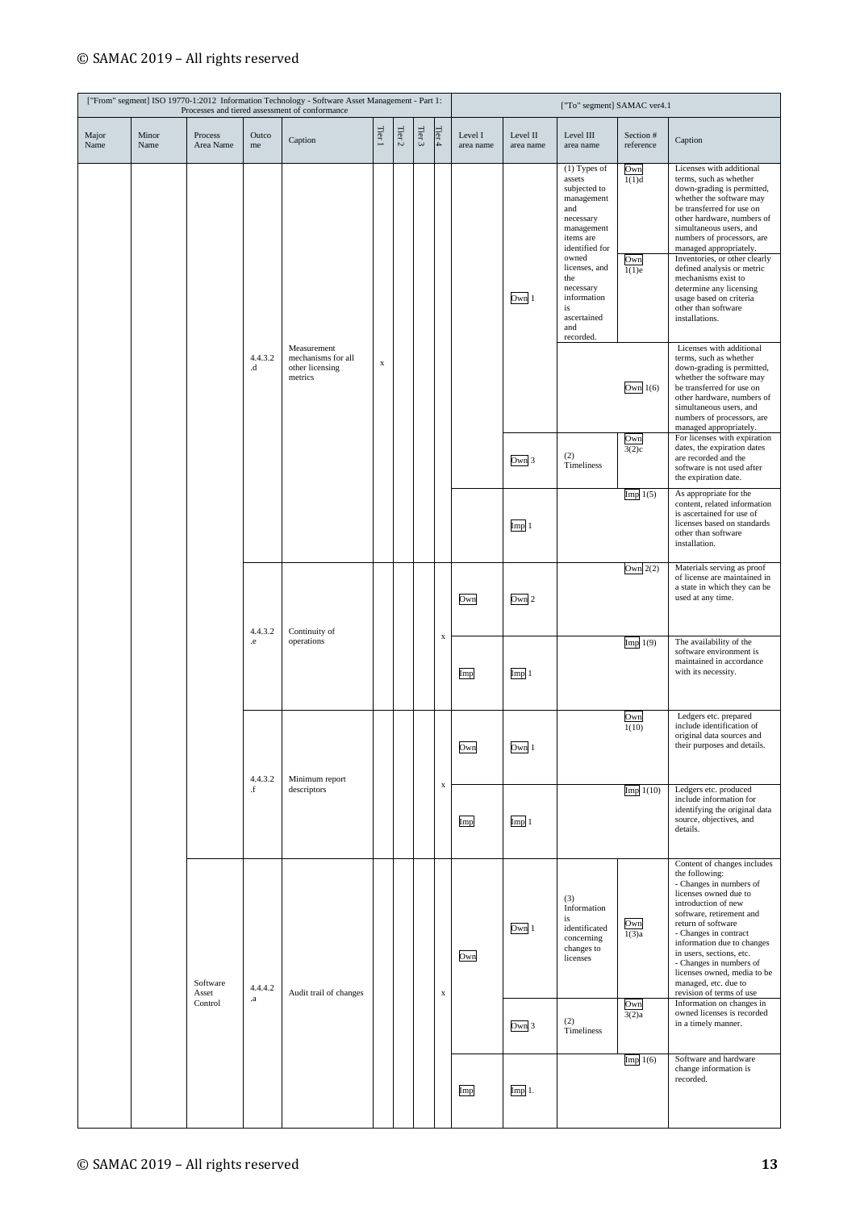| ["From" segment] ISO 19770-1:2012 Information Technology - Software Asset Management - Part 1: Processes and tiered assessment of conformance | | | | | | | | | ["To" segment] SAMAC ver4.1 | | | | |
|---|---|---|---|---|---|---|---|---|---|---|---|---|---|
| Major Name | Minor Name | Process Area Name | Outcome | Caption | Tier 1 | Tier 2 | Tier 3 | Tier 4 | Level I area name | Level II area name | Level III area name | Section # reference | Caption |
| | | | 4.4.3.2.d | Measurement mechanisms for all other licensing metrics | x | | | | | Own 1 | (1) Types of assets subjected to management and necessary management items are identified for owned licenses, and the necessary information is ascertained and recorded. | Own 1(1)d | Licenses with additional terms, such as whether down-grading is permitted, whether the software may be transferred for use on other hardware, numbers of simultaneous users, and numbers of processors, are managed appropriately. |
| | | | | | | | | | | | | Own 1(1)e | Inventories, or other clearly defined analysis or metric mechanisms exist to determine any licensing usage based on criteria other than software installations. |
| | | | | | | | | | | | | Own 1(6) | Licenses with additional terms, such as whether down-grading is permitted, whether the software may be transferred for use on other hardware, numbers of simultaneous users, and numbers of processors, are managed appropriately. |
| | | | | | | | | | | Own 3 | (2) Timeliness | Own 3(2)c | For licenses with expiration dates, the expiration dates are recorded and the software is not used after the expiration date. |
| | | | | | | | | | | Imp 1 | | Imp 1(5) | As appropriate for the content, related information is ascertained for use of licenses based on standards other than software installation. |
| | | | 4.4.3.2.e | Continuity of operations | | | | x | Own | Own 2 | | Own 2(2) | Materials serving as proof of license are maintained in a state in which they can be used at any time. |
| | | | | | | | | | Imp | Imp 1 | | Imp 1(9) | The availability of the software environment is maintained in accordance with its necessity. |
| | | | 4.4.3.2.f | Minimum report descriptors | | | | x | Own | Own 1 | | Own 1(10) | Ledgers etc. prepared include identification of original data sources and their purposes and details. |
| | | | | | | | | | Imp | Imp 1 | | Imp 1(10) | Ledgers etc. produced include information for identifying the original data source, objectives, and details. |
| | | Software Asset Control | 4.4.4.2.a | Audit trail of changes | | | | x | Own | Own 1 | (3) Information is identificated concerning changes to licenses | Own 1(3)a | Content of changes includes the following:<br>- Changes in numbers of licenses owned due to introduction of new software, retirement and return of software<br>- Changes in contract information due to changes in users, sections, etc.<br>- Changes in numbers of licenses owned, media to be managed, etc. due to revision of terms of use |
| | | | | | | | | | | Own 3 | (2) Timeliness | Own 3(2)a | Information on changes in owned licenses is recorded in a timely manner. |
| | | | | | | | | | Imp | Imp 1. | | Imp 1(6) | Software and hardware change information is recorded. |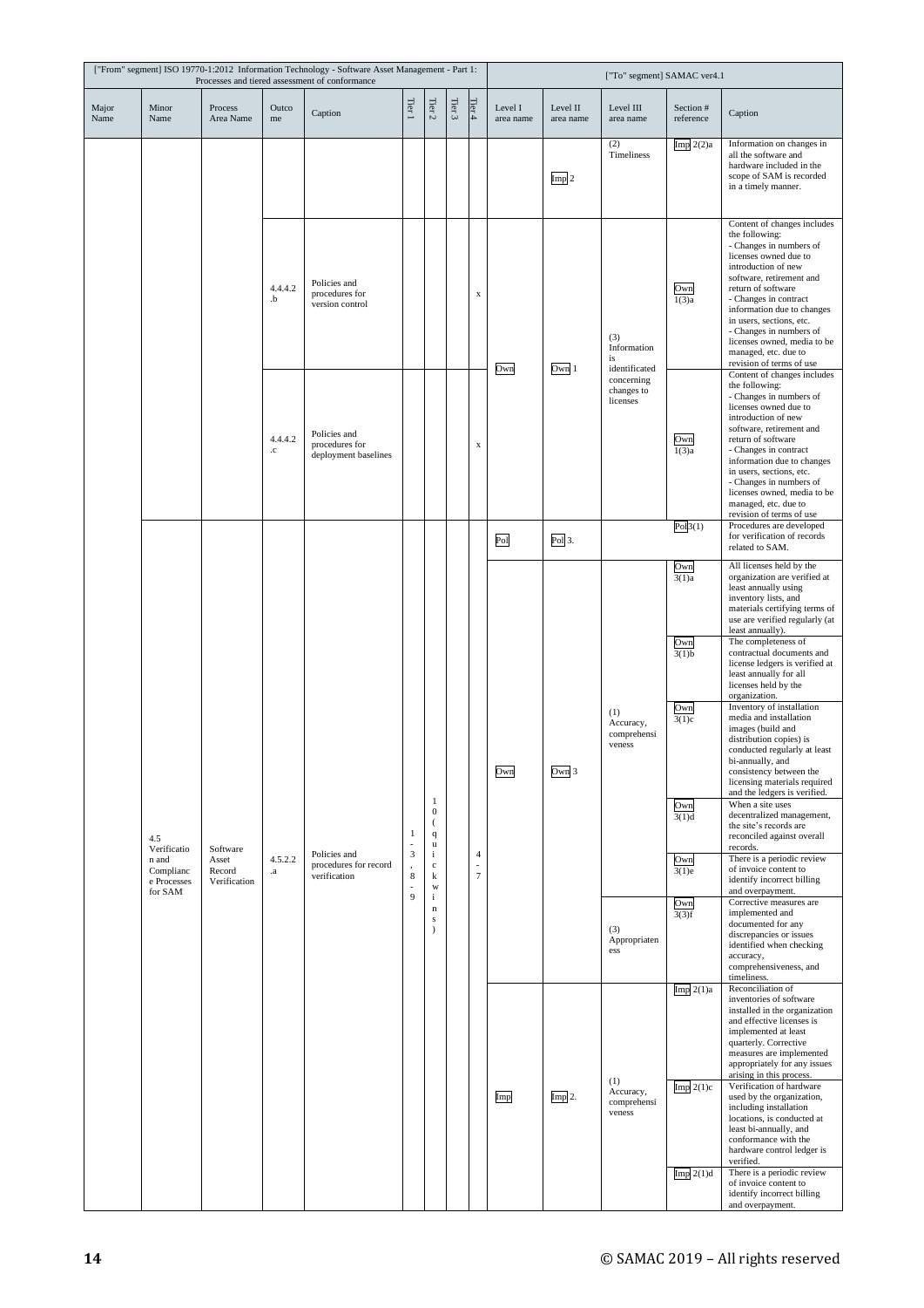| ["From" segment] ISO 19770-1:2012 Information Technology - Software Asset Management - Part 1: Processes and tiered assessment of conformance | | | | | | | | | ["To" segment] SAMAC ver4.1 | | | | |
|---|---|---|---|---|---|---|---|---|---|---|---|---|---|
| Major Name | Minor Name | Process Area Name | Outcome | Caption | Tier 1 | Tier 2 | Tier 3 | Tier 4 | Level I area name | Level II area name | Level III area name | Section # reference | Caption |
| | | | | | | | | | | Imp 2 | (2) Timeliness | Imp 2(2)a | Information on changes in all the software and hardware included in the scope of SAM is recorded in a timely manner. |
| | | | 4.4.4.2.b | Policies and procedures for version control | | | | x | Own | Own 1 | (3) Information is identificated concerning changes to licenses | Own 1(3)a | Content of changes includes the following: - Changes in numbers of licenses owned due to introduction of new software, retirement and return of software - Changes in contract information due to changes in users, sections, etc. - Changes in numbers of licenses owned, media to be managed, etc. due to revision of terms of use |
| | | | 4.4.4.2.c | Policies and procedures for deployment baselines | | | | x | Own | Own 1 | (3) Information is identificated concerning changes to licenses | Own 1(3)a | Content of changes includes the following: - Changes in numbers of licenses owned due to introduction of new software, retirement and return of software - Changes in contract information due to changes in users, sections, etc. - Changes in numbers of licenses owned, media to be managed, etc. due to revision of terms of use |
| | 4.5 Verification and Compliance Processes for SAM | Software Asset Record Verification | 4.5.2.2.a | Policies and procedures for record verification | 1-3, 8-9 | 10 (quickwins) | | 4-7 | Pol | Pol 3. | | Pol 3(1) | Procedures are developed for verification of records related to SAM. |
| | | | | | | | | | Own | Own 3 | (1) Accuracy, comprehensiveness | Own 3(1)a | All licenses held by the organization are verified at least annually using inventory lists, and materials certifying terms of use are verified regularly (at least annually). |
| | | | | | | | | | | | | Own 3(1)b | The completeness of contractual documents and license ledgers is verified at least annually for all licenses held by the organization. |
| | | | | | | | | | | | | Own 3(1)c | Inventory of installation media and installation images (build and distribution copies) is conducted regularly at least bi-annually, and consistency between the licensing materials required and the ledgers is verified. |
| | | | | | | | | | | | | Own 3(1)d | When a site uses decentralized management, the site's records are reconciled against overall records. |
| | | | | | | | | | | | | Own 3(1)e | There is a periodic review of invoice content to identify incorrect billing and overpayment. |
| | | | | | | | | | | | (3) Appropriateness | Own 3(3)f | Corrective measures are implemented and documented for any discrepancies or issues identified when checking accuracy, comprehensiveness, and timeliness. |
| | | | | | | | | | Imp | Imp 2. | (1) Accuracy, comprehensiveness | Imp 2(1)a | Reconciliation of inventories of software installed in the organization and effective licenses is implemented at least quarterly. Corrective measures are implemented appropriately for any issues arising in this process. |
| | | | | | | | | | | | | Imp 2(1)c | Verification of hardware used by the organization, including installation locations, is conducted at least bi-annually, and conformance with the hardware control ledger is verified. |
| | | | | | | | | | | | | Imp 2(1)d | There is a periodic review of invoice content to identify incorrect billing and overpayment. |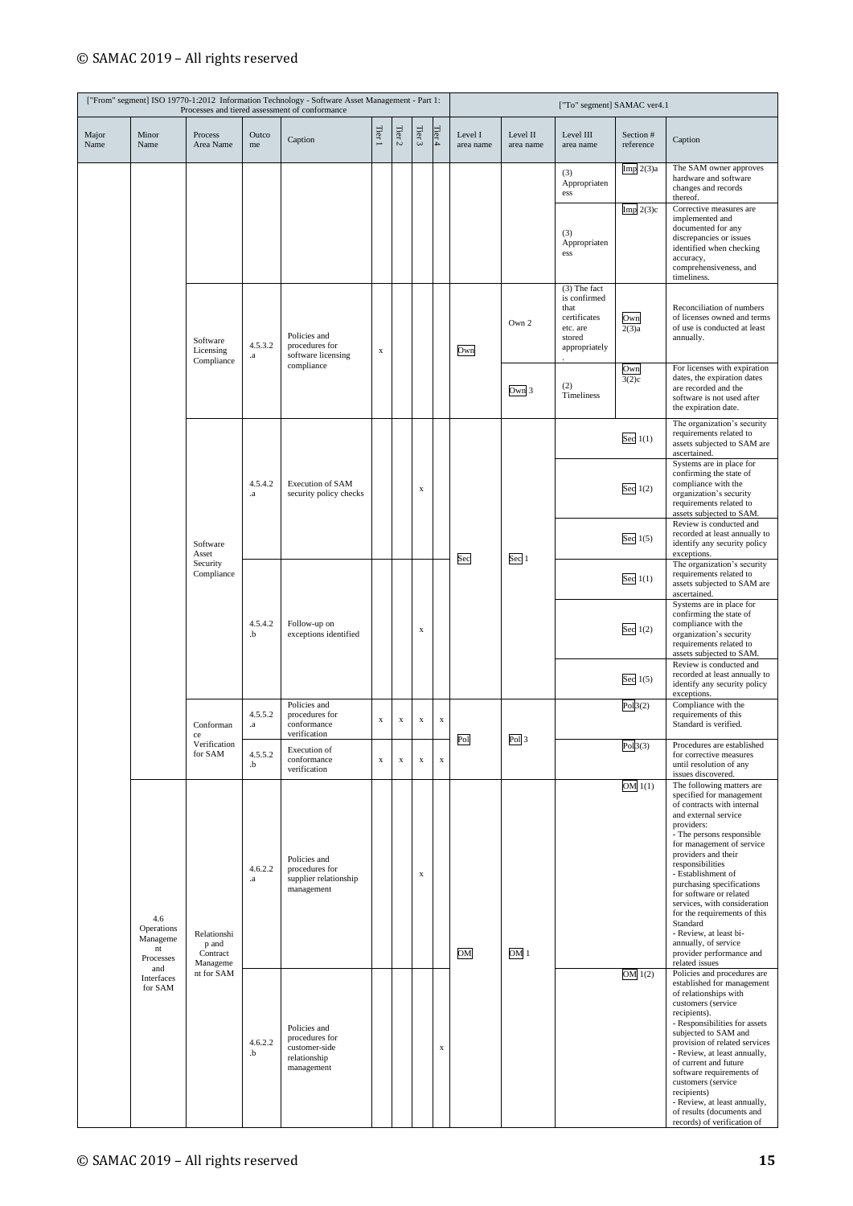| ["From" segment] ISO 19770-1:2012 Information Technology - Software Asset Management - Part 1: Processes and tiered assessment of conformance | | | | | | | | | ["To" segment] SAMAC ver4.1 | | | | |
|---|---|---|---|---|---|---|---|---|---|---|---|---|---|
| Major Name | Minor Name | Process Area Name | Outcome | Caption | Tier 1 | Tier 2 | Tier 3 | Tier 4 | Level I area name | Level II area name | Level III area name | Section # reference | Caption |
| | | | | | | | | | | | (3) Appropriateness | Imp 2(3)a | The SAM owner approves hardware and software changes and records thereof. |
| | | | | | | | | | | | (3) Appropriateness | Imp 2(3)c | Corrective measures are implemented and documented for any discrepancies or issues identified when checking accuracy, comprehensiveness, and timeliness. |
| | | Software Licensing Compliance | 4.5.3.2.a | Policies and procedures for software licensing compliance | x | | | | Own | Own 2 | (3) The fact is confirmed that certificates etc. are stored appropriately. | Own 2(3)a | Reconciliation of numbers of licenses owned and terms of use is conducted at least annually. |
| | | | | | | | | | | Own 3 | (2) Timeliness | Own 3(2)c | For licenses with expiration dates, the expiration dates are recorded and the software is not used after the expiration date. |
| | | Software Asset Security Compliance | 4.5.4.2.a | Execution of SAM security policy checks | | | x | | Sec | Sec 1 | | Sec 1(1) | The organization's security requirements related to assets subjected to SAM are ascertained. |
| | | | | | | | | | | | | Sec 1(2) | Systems are in place for confirming the state of compliance with the organization's security requirements related to assets subjected to SAM. |
| | | | | | | | | | | | | Sec 1(5) | Review is conducted and recorded at least annually to identify any security policy exceptions. |
| | | | 4.5.4.2.b | Follow-up on exceptions identified | | | x | | | | | Sec 1(1) | The organization's security requirements related to assets subjected to SAM are ascertained. |
| | | | | | | | | | | | | Sec 1(2) | Systems are in place for confirming the state of compliance with the organization's security requirements related to assets subjected to SAM. |
| | | | | | | | | | | | | Sec 1(5) | Review is conducted and recorded at least annually to identify any security policy exceptions. |
| | | Conformance Verification for SAM | 4.5.5.2.a | Policies and procedures for conformance verification | x | x | x | x | Pol | Pol 3 | | Pol 3(2) | Compliance with the requirements of this Standard is verified. |
| | | | 4.5.5.2.b | Execution of conformance verification | x | x | x | x | | | | Pol 3(3) | Procedures are established for corrective measures until resolution of any issues discovered. |
| | 4.6 Operations Management Processes and Interfaces for SAM | Relationship and Contract Management for SAM | 4.6.2.2.a | Policies and procedures for supplier relationship management | | | x | | OM | OM 1 | | OM 1(1) | The following matters are specified for management of contracts with internal and external service providers:<br>- The persons responsible for management of service providers and their responsibilities<br>- Establishment of purchasing specifications for software or related services, with consideration for the requirements of this Standard<br>- Review, at least bi-annually, of service provider performance and related issues |
| | | | 4.6.2.2.b | Policies and procedures for customer-side relationship management | | | | x | | | | OM 1(2) | Policies and procedures are established for management of relationships with customers (service recipients).<br>- Responsibilities for assets subjected to SAM and provision of related services<br>- Review, at least annually, of current and future software requirements of customers (service recipients)<br>- Review, at least annually, of results (documents and records) of verification of |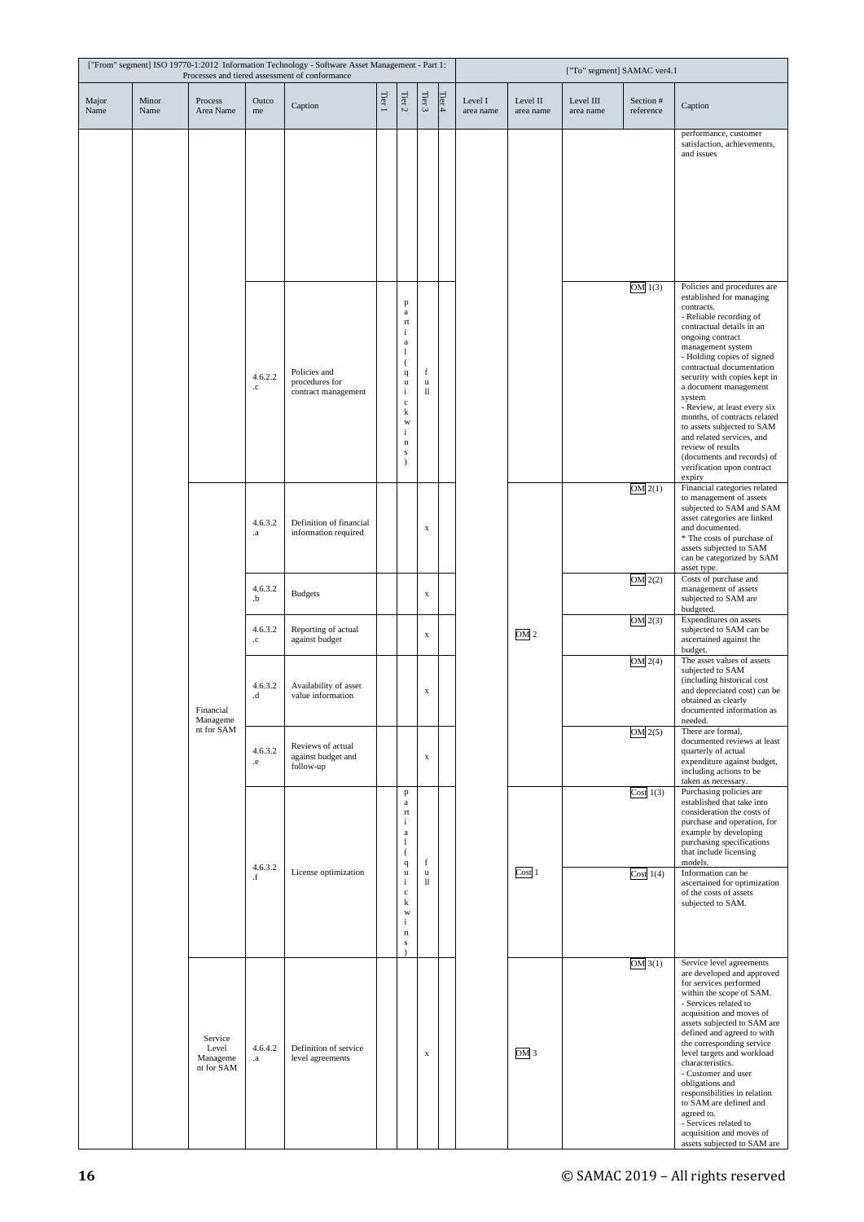| ["From" segment] ISO 19770-1:2012 Information Technology - Software Asset Management - Part 1: Processes and tiered assessment of conformance | | | | | | | | | ["To" segment] SAMAC ver4.1 | | | | |
|---|---|---|---|---|---|---|---|---|---|---|---|---|---|
| Major Name | Minor Name | Process Area Name | Outcome | Caption | Tier 1 | Tier 2 | Tier 3 | Tier 4 | Level I area name | Level II area name | Level III area name | Section # reference | Caption |
| | | | | | | | | | | | | | performance, customer satisfaction, achievements, and issues |
| | | | 4.6.2.2.c | Policies and procedures for contract management | | partial (quick wins) | full | | | | | OM 1(3) | Policies and procedures are established for managing contracts.<br>- Reliable recording of contractual details in an ongoing contract management system<br>- Holding copies of signed contractual documentation security with copies kept in a document management system<br>- Review, at least every six months, of contracts related to assets subjected to SAM and related services, and review of results (documents and records) of verification upon contract expiry |
| | | Financial Management for SAM | 4.6.3.2.a | Definition of financial information required | | | x | | | OM 2 | | OM 2(1) | Financial categories related to management of assets subjected to SAM and SAM asset categories are linked and documented.<br>* The costs of purchase of assets subjected to SAM can be categorized by SAM asset type. |
| | | | 4.6.3.2.b | Budgets | | | x | | | | | OM 2(2) | Costs of purchase and management of assets subjected to SAM are budgeted. |
| | | | 4.6.3.2.c | Reporting of actual against budget | | | x | | | | | OM 2(3) | Expenditures on assets subjected to SAM can be ascertained against the budget. |
| | | | 4.6.3.2.d | Availability of asset value information | | | x | | | | | OM 2(4) | The asset values of assets subjected to SAM (including historical cost and depreciated cost) can be obtained as clearly documented information as needed. |
| | | | 4.6.3.2.e | Reviews of actual against budget and follow-up | | | x | | | | | OM 2(5) | There are formal, documented reviews at least quarterly of actual expenditure against budget, including actions to be taken as necessary. |
| | | | 4.6.3.2.f | License optimization | | partial (quick wins) | full | | | Cost 1 | | Cost 1(3) | Purchasing policies are established that take into consideration the costs of purchase and operation, for example by developing purchasing specifications that include licensing models. |
| | | | | | | | | | | | | Cost 1(4) | Information can be ascertained for optimization of the costs of assets subjected to SAM. |
| | | Service Level Management for SAM | 4.6.4.2.a | Definition of service level agreements | | | x | | | OM 3 | | OM 3(1) | Service level agreements are developed and approved for services performed within the scope of SAM.<br>- Services related to acquisition and moves of assets subjected to SAM are defined and agreed to with the corresponding service level targets and workload characteristics.<br>- Customer and user obligations and responsibilities in relation to SAM are defined and agreed to.<br>- Services related to acquisition and moves of assets subjected to SAM are |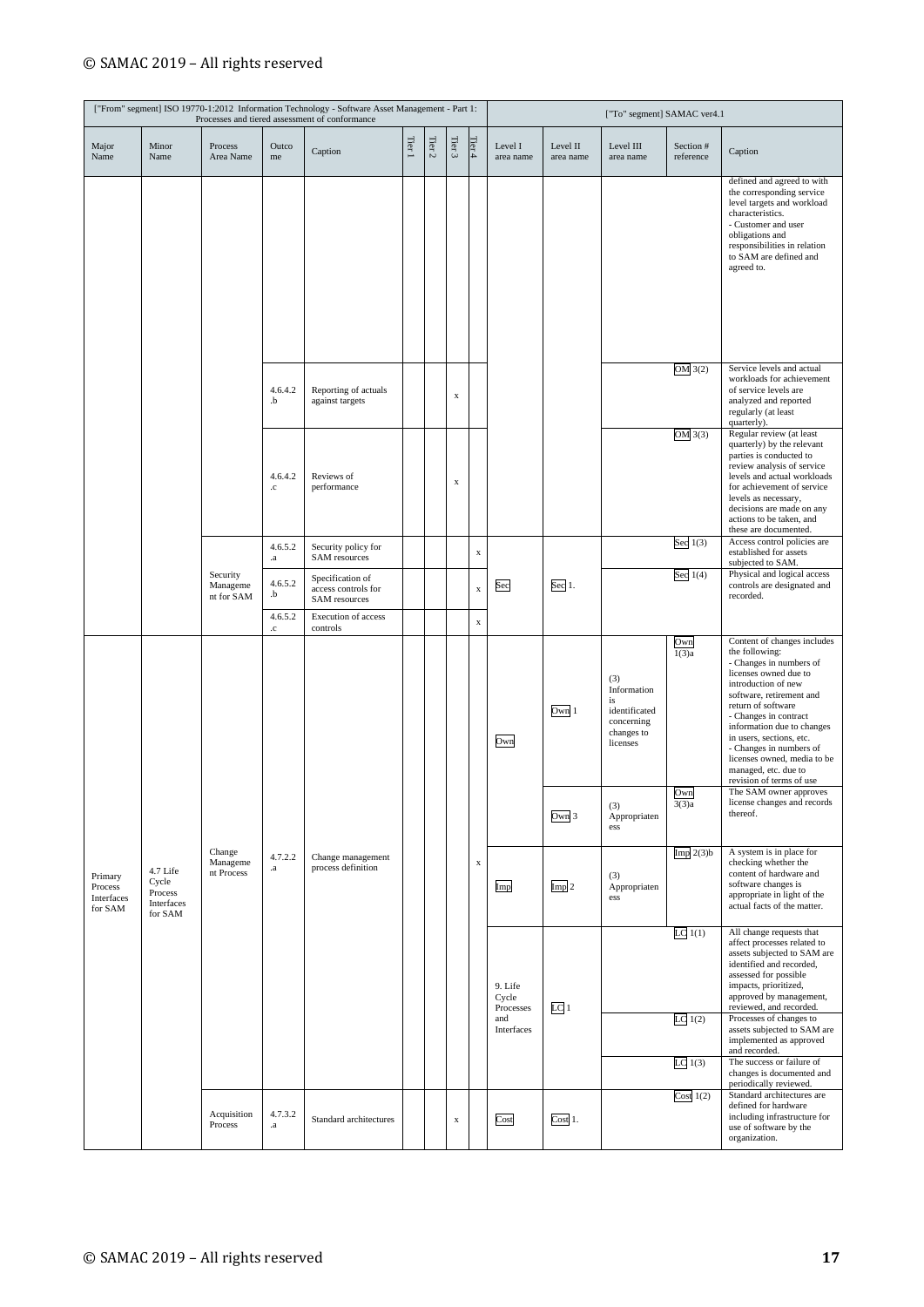| ["From" segment] ISO 19770-1:2012 Information Technology - Software Asset Management - Part 1: Processes and tiered assessment of conformance | | | | | | | | | ["To" segment] SAMAC ver4.1 | | | | |
|---|---|---|---|---|---|---|---|---|---|---|---|---|---|
| Major Name | Minor Name | Process Area Name | Outcome | Caption | Tier 1 | Tier 2 | Tier 3 | Tier 4 | Level I area name | Level II area name | Level III area name | Section # reference | Caption |
| | | | | | | | | | | | | | defined and agreed to with the corresponding service level targets and workload characteristics.<br>- Customer and user obligations and responsibilities in relation to SAM are defined and agreed to. |
| | | | 4.6.4.2.b | Reporting of actuals against targets | | | x | | | | | OM 3(2) | Service levels and actual workloads for achievement of service levels are analyzed and reported regularly (at least quarterly). |
| | | | 4.6.4.2.c | Reviews of performance | | | x | | | | | OM 3(3) | Regular review (at least quarterly) by the relevant parties is conducted to review analysis of service levels and actual workloads for achievement of service levels as necessary, decisions are made on any actions to be taken, and these are documented. |
| | | Security Management for SAM | 4.6.5.2.a | Security policy for SAM resources | | | | x | Sec | Sec 1. | | Sec 1(3) | Access control policies are established for assets subjected to SAM. |
| | | | 4.6.5.2.b | Specification of access controls for SAM resources | | | | x | | | | Sec 1(4) | Physical and logical access controls are designated and recorded. |
| | | | 4.6.5.2.c | Execution of access controls | | | | x | | | | | |
| Primary Process Interfaces for SAM | 4.7 Life Cycle Process Interfaces for SAM | Change Management Process | 4.7.2.2.a | Change management process definition | | | | x | Own | Own 1 | (3) Information is identificated concerning changes to licenses | Own 1(3)a | Content of changes includes the following:<br>- Changes in numbers of licenses owned due to introduction of new software, retirement and return of software<br>- Changes in contract information due to changes in users, sections, etc.<br>- Changes in numbers of licenses owned, media to be managed, etc. due to revision of terms of use |
| | | | | | | | | | | Own 3 | (3) Appropriateness | Own 3(3)a | The SAM owner approves license changes and records thereof. |
| | | | | | | | | | Imp | Imp 2 | (3) Appropriateness | Imp 2(3)b | A system is in place for checking whether the content of hardware and software changes is appropriate in light of the actual facts of the matter. |
| | | | | | | | | | 9. Life Cycle Processes and Interfaces | LC 1 | | LC 1(1) | All change requests that affect processes related to assets subjected to SAM are identified and recorded, assessed for possible impacts, prioritized, approved by management, reviewed, and recorded. |
| | | | | | | | | | | | | LC 1(2) | Processes of changes to assets subjected to SAM are implemented as approved and recorded. |
| | | | | | | | | | | | | LC 1(3) | The success or failure of changes is documented and periodically reviewed. |
| | | Acquisition Process | 4.7.3.2.a | Standard architectures | | | x | | Cost | Cost 1. | | Cost 1(2) | Standard architectures are defined for hardware including infrastructure for use of software by the organization. |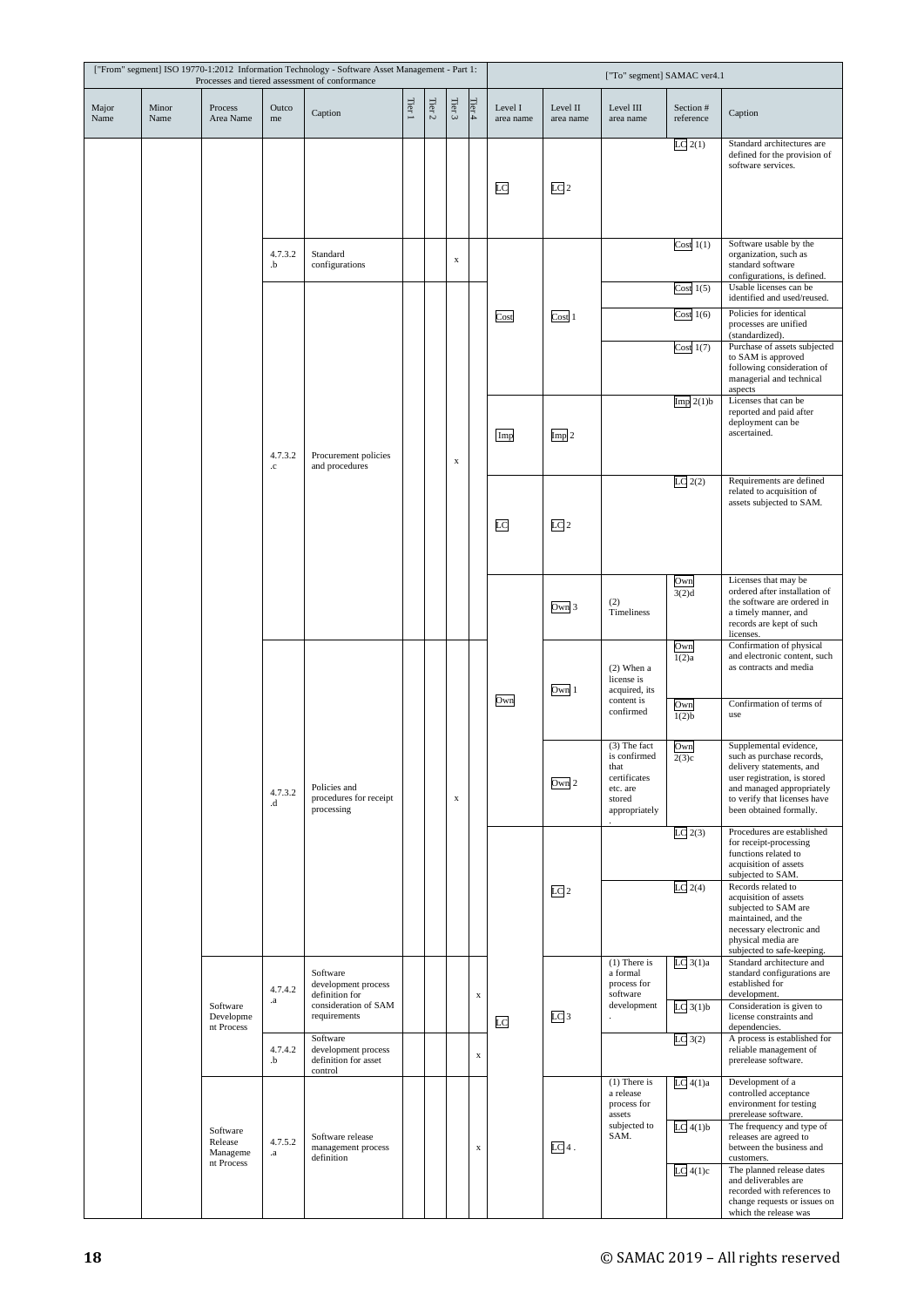| ["From" segment] ISO 19770-1:2012 Information Technology - Software Asset Management - Part 1: Processes and tiered assessment of conformance | | | | | | | | | ["To" segment] SAMAC ver4.1 | | | | |
|---|---|---|---|---|---|---|---|---|---|---|---|---|---|
| Major Name | Minor Name | Process Area Name | Outcome | Caption | Tier 1 | Tier 2 | Tier 3 | Tier 4 | Level I area name | Level II area name | Level III area name | Section # reference | Caption |
| | | | | | | | | | LC | LC 2 | | LC 2(1) | Standard architectures are defined for the provision of software services. |
| | | | 4.7.3.2.b | Standard configurations | | | x | | Cost | Cost 1 | | Cost 1(1) | Software usable by the organization, such as standard software configurations, is defined. |
| | | | 4.7.3.2.c | Procurement policies and procedures | | | x | | Cost | Cost 1 | | Cost 1(5) | Usable licenses can be identified and used/reused. |
| | | | | | | | | | Cost | Cost 1 | | Cost 1(6) | Policies for identical processes are unified (standardized). |
| | | | | | | | | | Cost | Cost 1 | | Cost 1(7) | Purchase of assets subjected to SAM is approved following consideration of managerial and technical aspects |
| | | | | | | | | | Imp | Imp 2 | | Imp 2(1)b | Licenses that can be reported and paid after deployment can be ascertained. |
| | | | | | | | | | LC | LC 2 | | LC 2(2) | Requirements are defined related to acquisition of assets subjected to SAM. |
| | | | | | | | | | Own | Own 3 | (2) Timeliness | Own 3(2)d | Licenses that may be ordered after installation of the software are ordered in a timely manner, and records are kept of such licenses. |
| | | | 4.7.3.2.d | Policies and procedures for receipt processing | | | x | | Own | Own 1 | (2) When a license is acquired, its content is confirmed | Own 1(2)a | Confirmation of physical and electronic content, such as contracts and media |
| | | | | | | | | | Own | Own 1 | (2) When a license is acquired, its content is confirmed | Own 1(2)b | Confirmation of terms of use |
| | | | | | | | | | Own | Own 2 | (3) The fact is confirmed that certificates etc. are stored appropriately. | Own 2(3)c | Supplemental evidence, such as purchase records, delivery statements, and user registration, is stored and managed appropriately to verify that licenses have been obtained formally. |
| | | | | | | | | | LC | LC 2 | | LC 2(3) | Procedures are established for receipt-processing functions related to acquisition of assets subjected to SAM. |
| | | | | | | | | | LC | LC 2 | | LC 2(4) | Records related to acquisition of assets subjected to SAM are maintained, and the necessary electronic and physical media are subjected to safe-keeping. |
| | | Software Development Process | 4.7.4.2.a | Software development process definition for consideration of SAM requirements | | | | x | LC | LC 3 | (1) There is a formal process for software development. | LC 3(1)a | Standard architecture and standard configurations are established for development. |
| | | | | | | | | | LC | LC 3 | (1) There is a formal process for software development. | LC 3(1)b | Consideration is given to license constraints and dependencies. |
| | | | 4.7.4.2.b | Software development process definition for asset control | | | | x | LC | LC 3 | | LC 3(2) | A process is established for reliable management of prerelease software. |
| | | Software Release Management Process | 4.7.5.2.a | Software release management process definition | | | | x | LC | LC 4 . | (1) There is a release process for assets subjected to SAM. | LC 4(1)a | Development of a controlled acceptance environment for testing prerelease software. |
| | | | | | | | | | LC | LC 4 . | (1) There is a release process for assets subjected to SAM. | LC 4(1)b | The frequency and type of releases are agreed to between the business and customers. |
| | | | | | | | | | LC | LC 4 . | (1) There is a release process for assets subjected to SAM. | LC 4(1)c | The planned release dates and deliverables are recorded with references to change requests or issues on which the release was |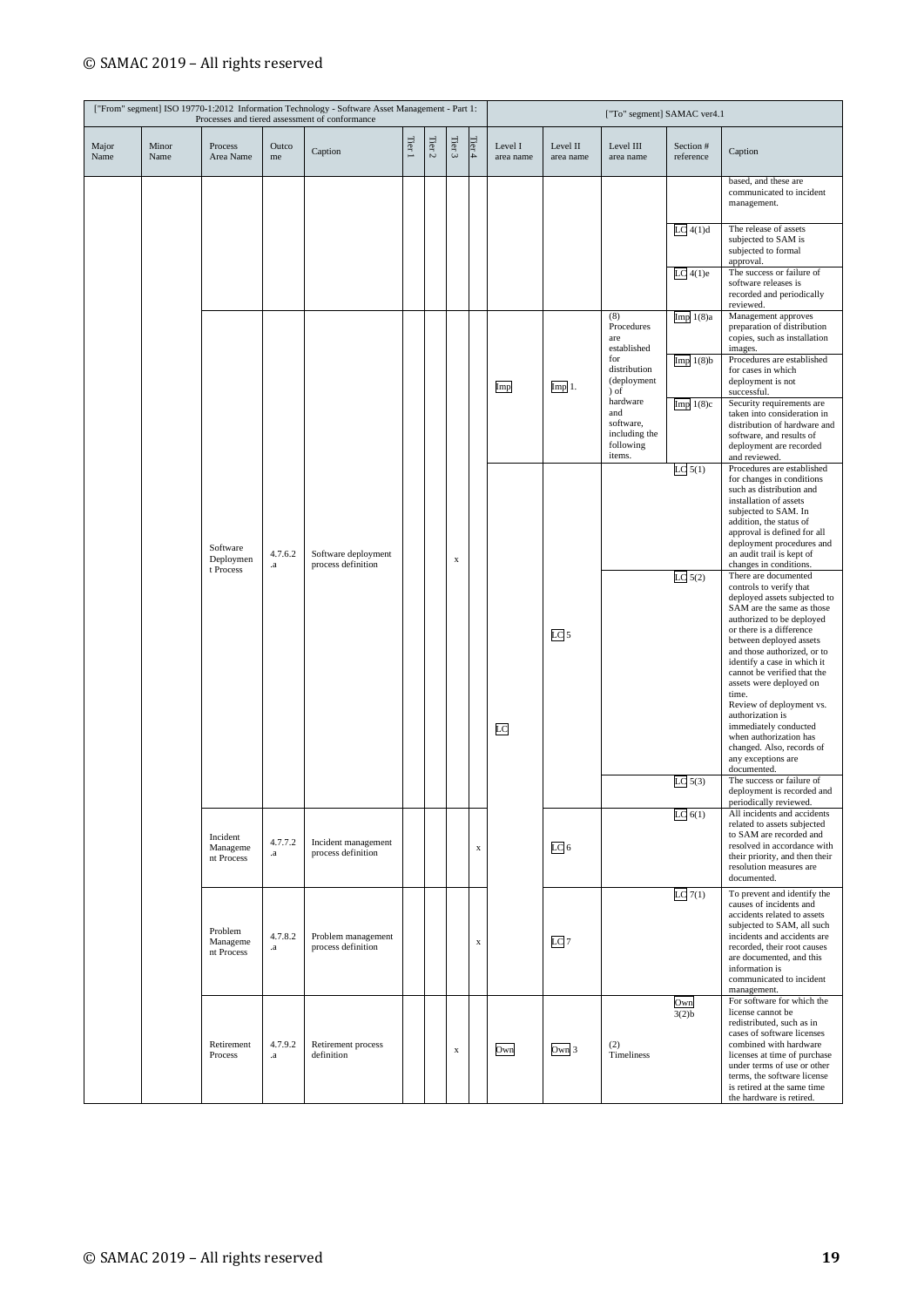| ["From" segment] ISO 19770-1:2012 Information Technology - Software Asset Management - Part 1: Processes and tiered assessment of conformance | | | | | | | | | ["To" segment] SAMAC ver4.1 | | | | |
|---|---|---|---|---|---|---|---|---|---|---|---|---|---|
| Major Name | Minor Name | Process Area Name | Outcome | Caption | Tier 1 | Tier 2 | Tier 3 | Tier 4 | Level I area name | Level II area name | Level III area name | Section # reference | Caption |
| | | | | | | | | | | | | | based, and these are communicated to incident management. |
| | | | | | | | | | | | | LC 4(1)d | The release of assets subjected to SAM is subjected to formal approval. |
| | | | | | | | | | | | | LC 4(1)e | The success or failure of software releases is recorded and periodically reviewed. |
| | | Software Deployment Process | 4.7.6.2.a | Software deployment process definition | | | x | | Imp | Imp 1. | (8) Procedures are established for distribution (deployment) of hardware and software, including the following items. | Imp 1(8)a | Management approves preparation of distribution copies, such as installation images. |
| | | | | | | | | | | | | Imp 1(8)b | Procedures are established for cases in which deployment is not successful. |
| | | | | | | | | | | | | Imp 1(8)c | Security requirements are taken into consideration in distribution of hardware and software, and results of deployment are recorded and reviewed. |
| | | | | | | | | | LC | LC 5 | | LC 5(1) | Procedures are established for changes in conditions such as distribution and installation of assets subjected to SAM. In addition, the status of approval is defined for all deployment procedures and an audit trail is kept of changes in conditions. |
| | | | | | | | | | | | | LC 5(2) | There are documented controls to verify that deployed assets subjected to SAM are the same as those authorized to be deployed or there is a difference between deployed assets and those authorized, or to identify a case in which it cannot be verified that the assets were deployed on time. Review of deployment vs. authorization is immediately conducted when authorization has changed. Also, records of any exceptions are documented. |
| | | | | | | | | | | | | LC 5(3) | The success or failure of deployment is recorded and periodically reviewed. |
| | | Incident Management Process | 4.7.7.2.a | Incident management process definition | | | | x | | LC 6 | | LC 6(1) | All incidents and accidents related to assets subjected to SAM are recorded and resolved in accordance with their priority, and then their resolution measures are documented. |
| | | Problem Management Process | 4.7.8.2.a | Problem management process definition | | | | x | | LC 7 | | LC 7(1) | To prevent and identify the causes of incidents and accidents related to assets subjected to SAM, all such incidents and accidents are recorded, their root causes are documented, and this information is communicated to incident management. |
| | | Retirement Process | 4.7.9.2.a | Retirement process definition | | | x | | Own | Own 3 | (2) Timeliness | Own 3(2)b | For software for which the license cannot be redistributed, such as in cases of software licenses combined with hardware licenses at time of purchase under terms of use or other terms, the software license is retired at the same time the hardware is retired. |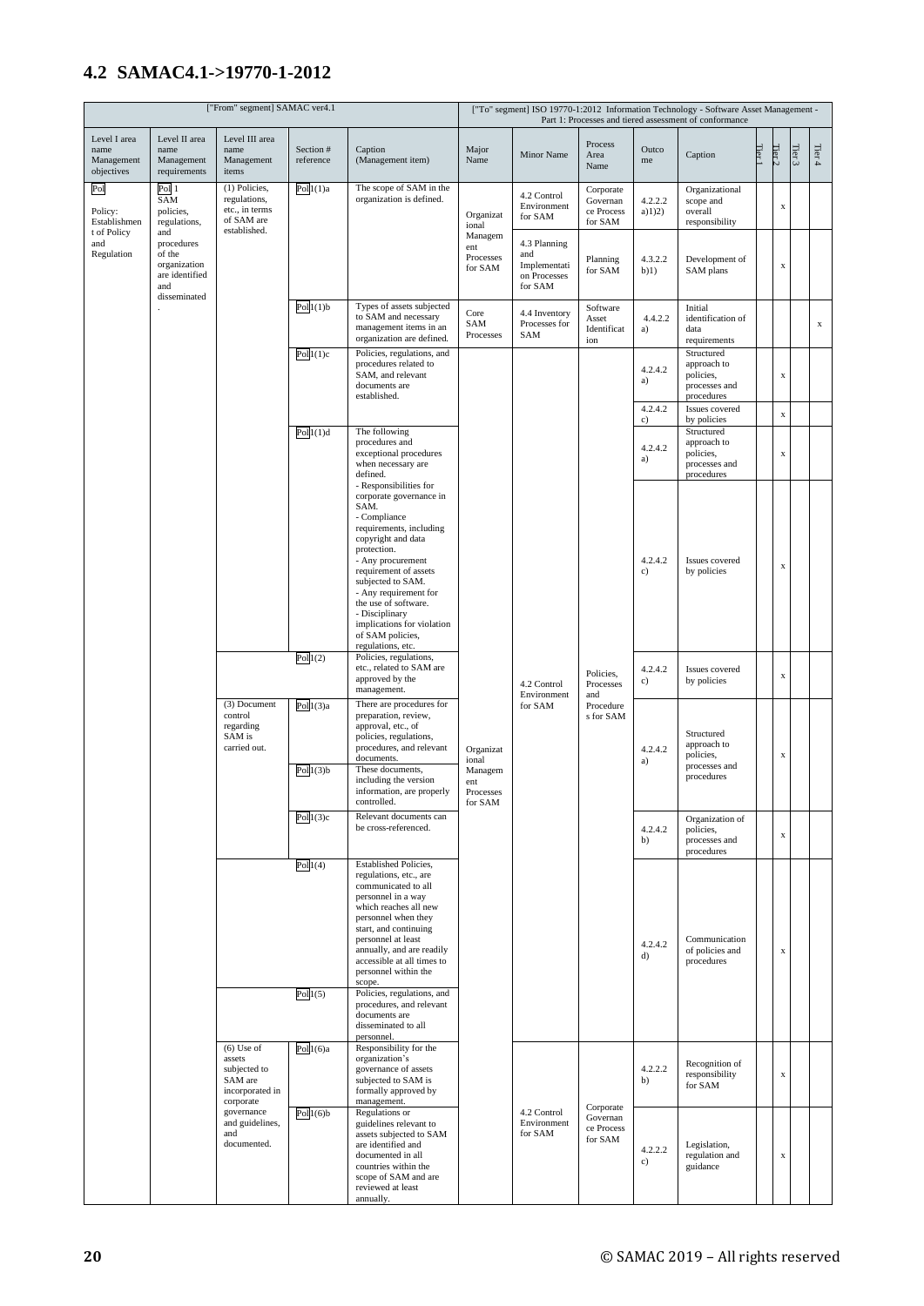## 4.2 SAMAC4.1->19770-1-2012

| ["From" segment] SAMAC ver4.1 | | | | | ["To" segment] ISO 19770-1:2012 Information Technology - Software Asset Management - Part 1: Processes and tiered assessment of conformance | | | | | | | | |
|---|---|---|---|---|---|---|---|---|---|---|---|---|---|
| Level I area name Management objectives | Level II area name Management requirements | Level III area name Management items | Section # reference | Caption (Management item) | Major Name | Minor Name | Process Area Name | Outcome | Caption | Tier 1 | Tier 2 | Tier 3 | Tier 4 |
| Pol<br><br>Policy: Establishment of Policy and Regulation | Pol 1<br>SAM policies, regulations, and procedures of the organization are identified and disseminated. | (1) Policies, regulations, etc., in terms of SAM are established. | Pol 1(1)a | The scope of SAM in the organization is defined. | Organizational Management Processes for SAM | 4.2 Control Environment for SAM | Corporate Governance Process for SAM | 4.2.2.2 a)1)2) | Organizational scope and overall responsibility | | x | | |
| | | | | | | 4.3 Planning and Implementation Processes for SAM | Planning for SAM | 4.3.2.2 b)1) | Development of SAM plans | | x | | |
| | | | Pol 1(1)b | Types of assets subjected to SAM and necessary management items in an organization are defined. | Core SAM Processes | 4.4 Inventory Processes for SAM | Software Asset Identification | 4.4.2.2 a) | Initial identification of data requirements | | | | x |
| | | | Pol 1(1)c | Policies, regulations, and procedures related to SAM, and relevant documents are established. | Organizational Management Processes for SAM | 4.2 Control Environment for SAM | Policies, Processes and Procedures for SAM | 4.2.4.2 a) | Structured approach to policies, processes and procedures | | x | | |
| | | | | | | | | 4.2.4.2 c) | Issues covered by policies | | x | | |
| | | | Pol 1(1)d | The following procedures and exceptional procedures when necessary are defined. | | | | 4.2.4.2 a) | Structured approach to policies, processes and procedures | | x | | |
| | | | | - Responsibilities for corporate governance in SAM.<br>- Compliance requirements, including copyright and data protection.<br>- Any procurement requirement of assets subjected to SAM.<br>- Any requirement for the use of software.<br>- Disciplinary implications for violation of SAM policies, regulations, etc. | | | | 4.2.4.2 c) | Issues covered by policies | | x | | |
| | | | Pol 1(2) | Policies, regulations, etc., related to SAM are approved by the management. | | | | 4.2.4.2 c) | Issues covered by policies | | x | | |
| | | (3) Document control regarding SAM is carried out. | Pol 1(3)a | There are procedures for preparation, review, approval, etc., of policies, regulations, procedures, and relevant documents. | | | | 4.2.4.2 a) | Structured approach to policies, processes and procedures | | x | | |
| | | | Pol 1(3)b | These documents, including the version information, are properly controlled. | | | | | | | | | |
| | | | Pol 1(3)c | Relevant documents can be cross-referenced. | | | | 4.2.4.2 b) | Organization of policies, processes and procedures | | x | | |
| | | | Pol 1(4) | Established Policies, regulations, etc., are communicated to all personnel in a way which reaches all new personnel when they start, and continuing personnel at least annually, and are readily accessible at all times to personnel within the scope. | | | | 4.2.4.2 d) | Communication of policies and procedures | | x | | |
| | | | Pol 1(5) | Policies, regulations, and procedures, and relevant documents are disseminated to all personnel. | | | | | | | | | |
| | | (6) Use of assets subjected to SAM are incorporated in corporate governance and guidelines, and documented. | Pol 1(6)a | Responsibility for the organization's governance of assets subjected to SAM is formally approved by management. | | 4.2 Control Environment for SAM | Corporate Governance Process for SAM | 4.2.2.2 b) | Recognition of responsibility for SAM | | x | | |
| | | | Pol 1(6)b | Regulations or guidelines relevant to assets subjected to SAM are identified and documented in all countries within the scope of SAM and are reviewed at least annually. | | | | 4.2.2.2 c) | Legislation, regulation and guidance | | x | | |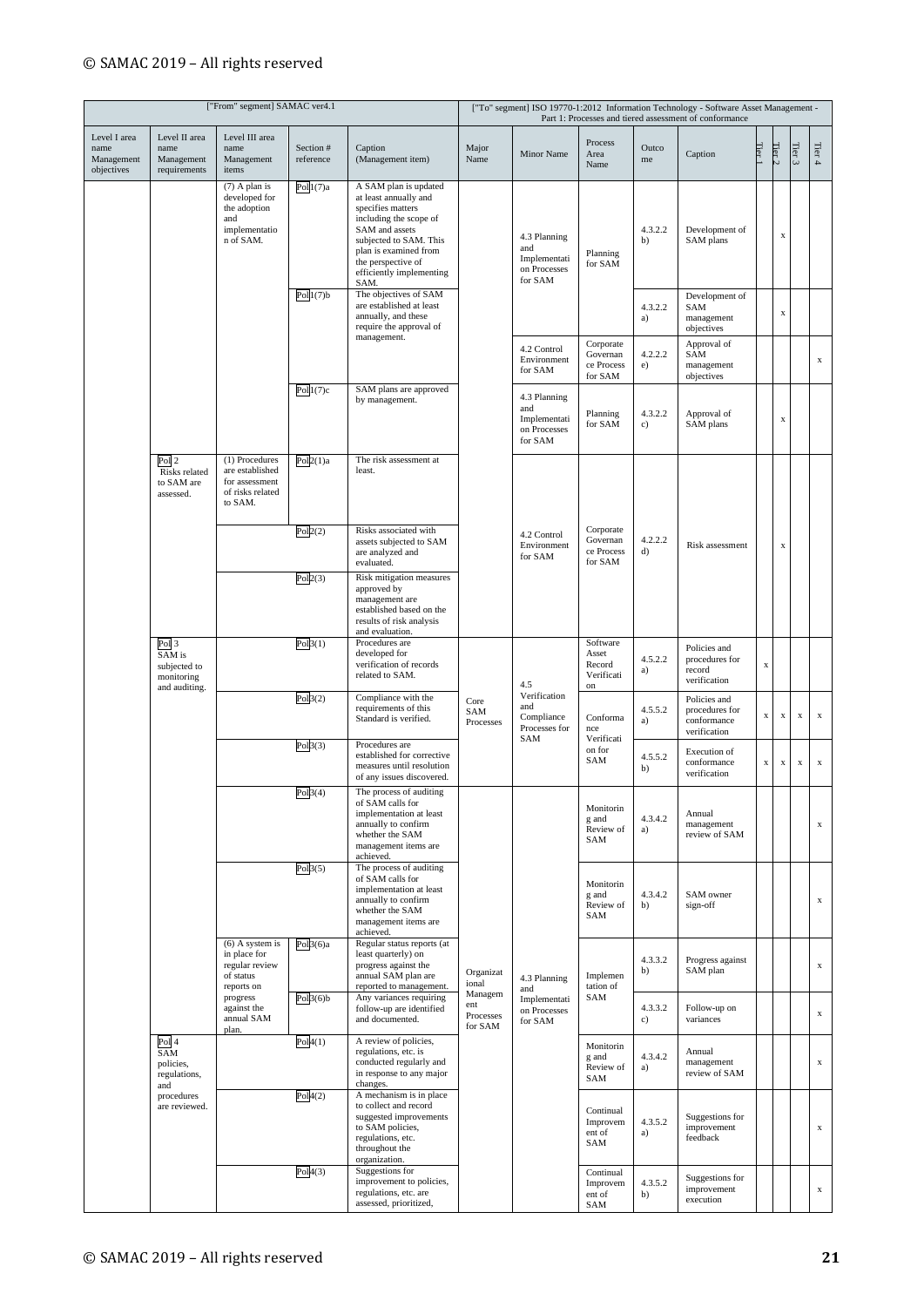| ["From" segment] SAMAC ver4.1 | | | | | ["To" segment] ISO 19770-1:2012 Information Technology - Software Asset Management - Part 1: Processes and tiered assessment of conformance | | | | | | | | |
|---|---|---|---|---|---|---|---|---|---|---|---|---|---|
| Level I area name Management objectives | Level II area name Management requirements | Level III area name Management items | Section # reference | Caption (Management item) | Major Name | Minor Name | Process Area Name | Outcome | Caption | Tier 1 | Tier 2 | Tier 3 | Tier 4 |
| | | (7) A plan is developed for the adoption and implementation of SAM. | Pol 1(7)a | A SAM plan is updated at least annually and specifies matters including the scope of SAM and assets subjected to SAM. This plan is examined from the perspective of efficiently implementing SAM. | | 4.3 Planning and Implementation Processes for SAM | Planning for SAM | 4.3.2.2 b) | Development of SAM plans | | x | | |
| | | | Pol 1(7)b | The objectives of SAM are established at least annually, and these require the approval of management. | | 4.3 Planning and Implementation Processes for SAM | Planning for SAM | 4.3.2.2 a) | Development of SAM management objectives | | x | | |
| | | | | | | 4.2 Control Environment for SAM | Corporate Governance Process for SAM | 4.2.2.2 e) | Approval of SAM management objectives | | | | x |
| | | | Pol 1(7)c | SAM plans are approved by management. | | 4.3 Planning and Implementation Processes for SAM | Planning for SAM | 4.3.2.2 c) | Approval of SAM plans | | x | | |
| | Pol 2 Risks related to SAM are assessed. | (1) Procedures are established for assessment of risks related to SAM. | Pol 2(1)a | The risk assessment at least. | | 4.2 Control Environment for SAM | Corporate Governance Process for SAM | 4.2.2.2 d) | Risk assessment | | x | | |
| | | | Pol 2(2) | Risks associated with assets subjected to SAM are analyzed and evaluated. | | | | | | | | | |
| | | | Pol 2(3) | Risk mitigation measures approved by management are established based on the results of risk analysis and evaluation. | | | | | | | | | |
| | Pol 3 SAM is subjected to monitoring and auditing. | | Pol 3(1) | Procedures are developed for verification of records related to SAM. | Core SAM Processes | 4.5 Verification and Compliance Processes for SAM | Software Asset Record Verification | 4.5.2.2 a) | Policies and procedures for record verification | x | | | |
| | | | Pol 3(2) | Compliance with the requirements of this Standard is verified. | Core SAM Processes | 4.5 Verification and Compliance Processes for SAM | Conformance Verification for SAM | 4.5.5.2 a) | Policies and procedures for conformance verification | x | x | x | x |
| | | | Pol 3(3) | Procedures are established for corrective measures until resolution of any issues discovered. | Core SAM Processes | 4.5 Verification and Compliance Processes for SAM | Conformance Verification for SAM | 4.5.5.2 b) | Execution of conformance verification | x | x | x | x |
| | | | Pol 3(4) | The process of auditing of SAM calls for implementation at least annually to confirm whether the SAM management items are achieved. | Organizational Management Processes for SAM | 4.3 Planning and Implementation Processes for SAM | Monitoring and Review of SAM | 4.3.4.2 a) | Annual management review of SAM | | | | x |
| | | | Pol 3(5) | The process of auditing of SAM calls for implementation at least annually to confirm whether the SAM management items are achieved. | Organizational Management Processes for SAM | 4.3 Planning and Implementation Processes for SAM | Monitoring and Review of SAM | 4.3.4.2 b) | SAM owner sign-off | | | | x |
| | | (6) A system is in place for regular review of status reports on progress against the annual SAM plan. | Pol 3(6)a | Regular status reports (at least quarterly) on progress against the annual SAM plan are reported to management. | Organizational Management Processes for SAM | 4.3 Planning and Implementation Processes for SAM | Implementation of SAM | 4.3.3.2 b) | Progress against SAM plan | | | | x |
| | | | Pol 3(6)b | Any variances requiring follow-up are identified and documented. | Organizational Management Processes for SAM | 4.3 Planning and Implementation Processes for SAM | Implementation of SAM | 4.3.3.2 c) | Follow-up on variances | | | | x |
| | Pol 4 SAM policies, regulations, and procedures are reviewed. | | Pol 4(1) | A review of policies, regulations, etc. is conducted regularly and in response to any major changes. | Organizational Management Processes for SAM | 4.3 Planning and Implementation Processes for SAM | Monitoring and Review of SAM | 4.3.4.2 a) | Annual management review of SAM | | | | x |
| | | | Pol 4(2) | A mechanism is in place to collect and record suggested improvements to SAM policies, regulations, etc. throughout the organization. | Organizational Management Processes for SAM | 4.3 Planning and Implementation Processes for SAM | Continual Improvement of SAM | 4.3.5.2 a) | Suggestions for improvement feedback | | | | x |
| | | | Pol 4(3) | Suggestions for improvement to policies, regulations, etc. are assessed, prioritized, | Organizational Management Processes for SAM | 4.3 Planning and Implementation Processes for SAM | Continual Improvement of SAM | 4.3.5.2 b) | Suggestions for improvement execution | | | | x |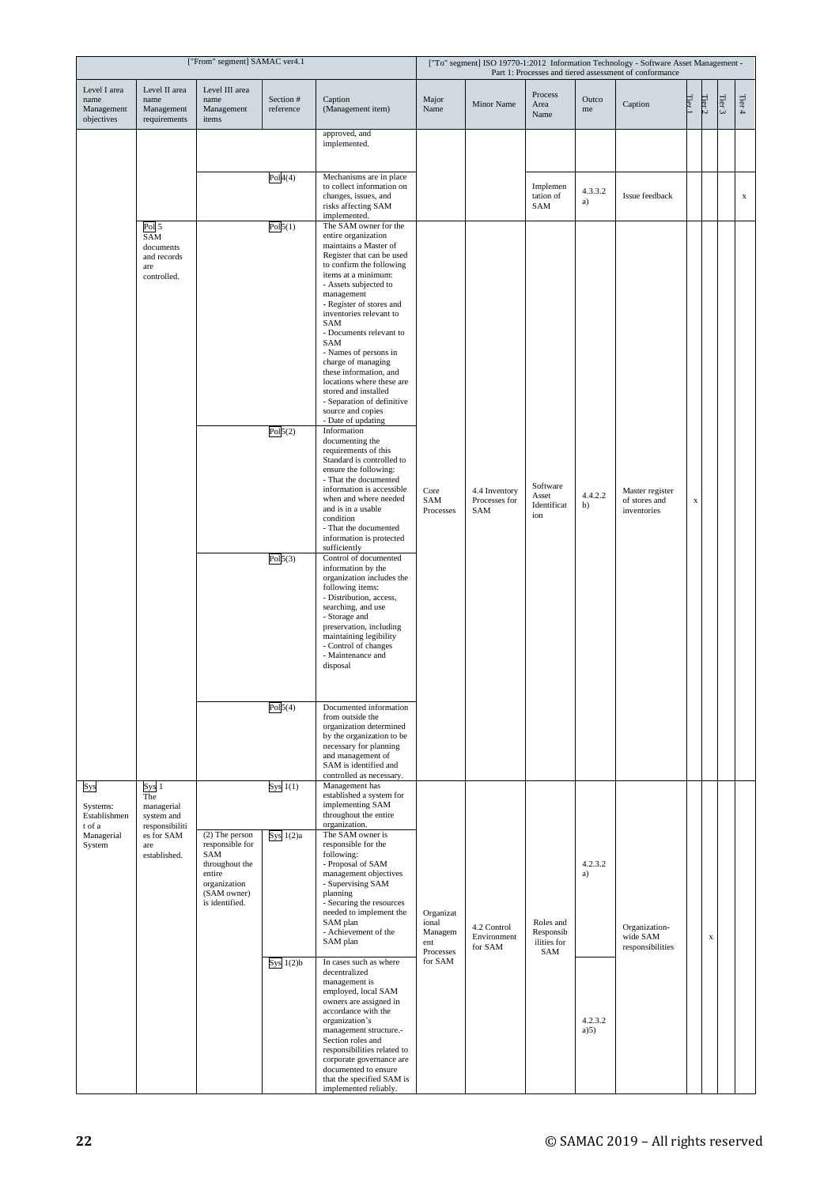| ["From" segment] SAMAC ver4.1 | | | | | ["To" segment] ISO 19770-1:2012 Information Technology - Software Asset Management - Part 1: Processes and tiered assessment of conformance | | | | | | | | |
|---|---|---|---|---|---|---|---|---|---|---|---|---|---|
| Level I area name Management objectives | Level II area name Management requirements | Level III area name Management items | Section # reference | Caption (Management item) | Major Name | Minor Name | Process Area Name | Outcome | Caption | Tier 1 | Tier 2 | Tier 3 | Tier 4 |
| | | | | approved, and implemented. | | | | | | | | | |
| | | | Pol 4(4) | Mechanisms are in place to collect information on changes, issues, and risks affecting SAM implemented. | | | Implementation of SAM | 4.3.3.2 a) | Issue feedback | | | | x |
| | Pol 5 SAM documents and records are controlled. | | Pol 5(1) | The SAM owner for the entire organization maintains a Master of Register that can be used to confirm the following items at a minimum: - Assets subjected to management - Register of stores and inventories relevant to SAM - Documents relevant to SAM - Names of persons in charge of managing these information, and locations where these are stored and installed - Separation of definitive source and copies - Date of updating | Core SAM Processes | 4.4 Inventory Processes for SAM | Software Asset Identification | 4.4.2.2 b) | Master register of stores and inventories | x | | | |
| | | | Pol 5(2) | Information documenting the requirements of this Standard is controlled to ensure the following: - That the documented information is accessible when and where needed and is in a usable condition - That the documented information is protected sufficiently | | | | | | | | | |
| | | | Pol 5(3) | Control of documented information by the organization includes the following items: - Distribution, access, searching, and use - Storage and preservation, including maintaining legibility - Control of changes - Maintenance and disposal | | | | | | | | | |
| | | | Pol 5(4) | Documented information from outside the organization determined by the organization to be necessary for planning and management of SAM is identified and controlled as necessary. | | | | | | | | | |
| Sys Systems: Establishment of a Managerial System | Sys 1 The managerial system and responsibilities for SAM are established. | | Sys 1(1) | Management has established a system for implementing SAM throughout the entire organization. | Organizational Management Processes for SAM | 4.2 Control Environment for SAM | Roles and Responsibilities for SAM | | Organization-wide SAM responsibilities | | x | | |
| | | (2) The person responsible for SAM throughout the entire organization (SAM owner) is identified. | Sys 1(2)a | The SAM owner is responsible for the following: - Proposal of SAM management objectives - Supervising SAM planning - Securing the resources needed to implement the SAM plan - Achievement of the SAM plan | | | | 4.2.3.2 a) | | | | | |
| | | | Sys 1(2)b | In cases such as where decentralized management is employed, local SAM owners are assigned in accordance with the organization's management structure.- Section roles and responsibilities related to corporate governance are documented to ensure that the specified SAM is implemented reliably. | | | | 4.2.3.2 a)5) | | | | | |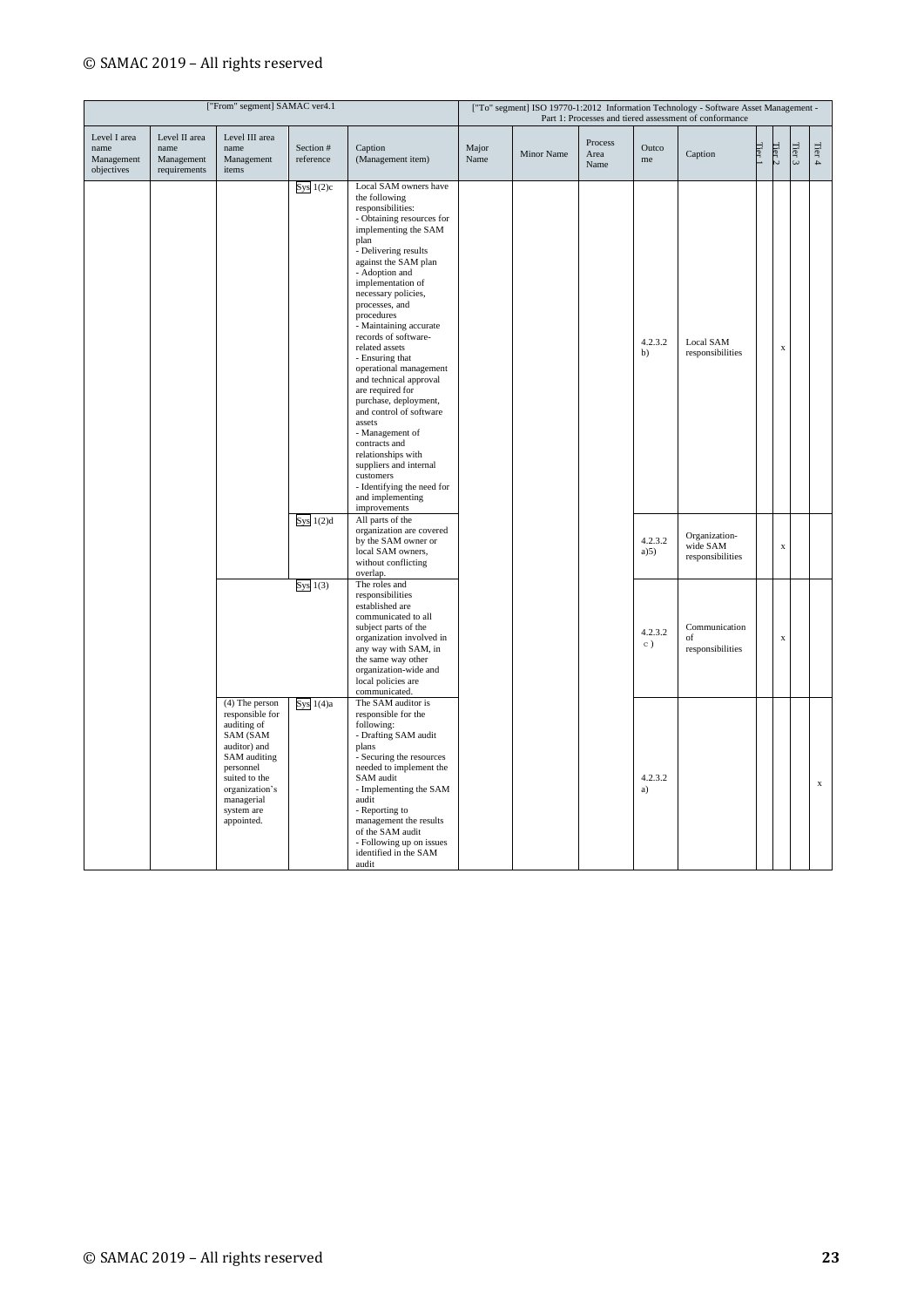| ["From" segment] SAMAC ver4.1 | | | | | ["To" segment] ISO 19770-1:2012 Information Technology - Software Asset Management - Part 1: Processes and tiered assessment of conformance | | | | | | | | |
|---|---|---|---|---|---|---|---|---|---|---|---|---|---|
| Level I area name Management objectives | Level II area name Management requirements | Level III area name Management items | Section # reference | Caption (Management item) | Major Name | Minor Name | Process Area Name | Outcome | Caption | Tier 1 | Tier 2 | Tier 3 | Tier 4 |
| | | | Sys 1(2)c | Local SAM owners have the following responsibilities:<br>- Obtaining resources for implementing the SAM plan<br>- Delivering results against the SAM plan<br>- Adoption and implementation of necessary policies, processes, and procedures<br>- Maintaining accurate records of software-related assets<br>- Ensuring that operational management and technical approval are required for purchase, deployment, and control of software assets<br>- Management of contracts and relationships with suppliers and internal customers<br>- Identifying the need for and implementing improvements | | | | 4.2.3.2 b) | Local SAM responsibilities | | x | | |
| | | | Sys 1(2)d | All parts of the organization are covered by the SAM owner or local SAM owners, without conflicting overlap. | | | | 4.2.3.2 a)5) | Organization-wide SAM responsibilities | | x | | |
| | | | Sys 1(3) | The roles and responsibilities established are communicated to all subject parts of the organization involved in any way with SAM, in the same way other organization-wide and local policies are communicated. | | | | 4.2.3.2 c ) | Communication of responsibilities | | x | | |
| | | (4) The person responsible for auditing of SAM (SAM auditor) and SAM auditing personnel suited to the organization's managerial system are appointed. | Sys 1(4)a | The SAM auditor is responsible for the following:<br>- Drafting SAM audit plans<br>- Securing the resources needed to implement the SAM audit<br>- Implementing the SAM audit<br>- Reporting to management the results of the SAM audit<br>- Following up on issues identified in the SAM audit | | | | 4.2.3.2 a) | | | | | x |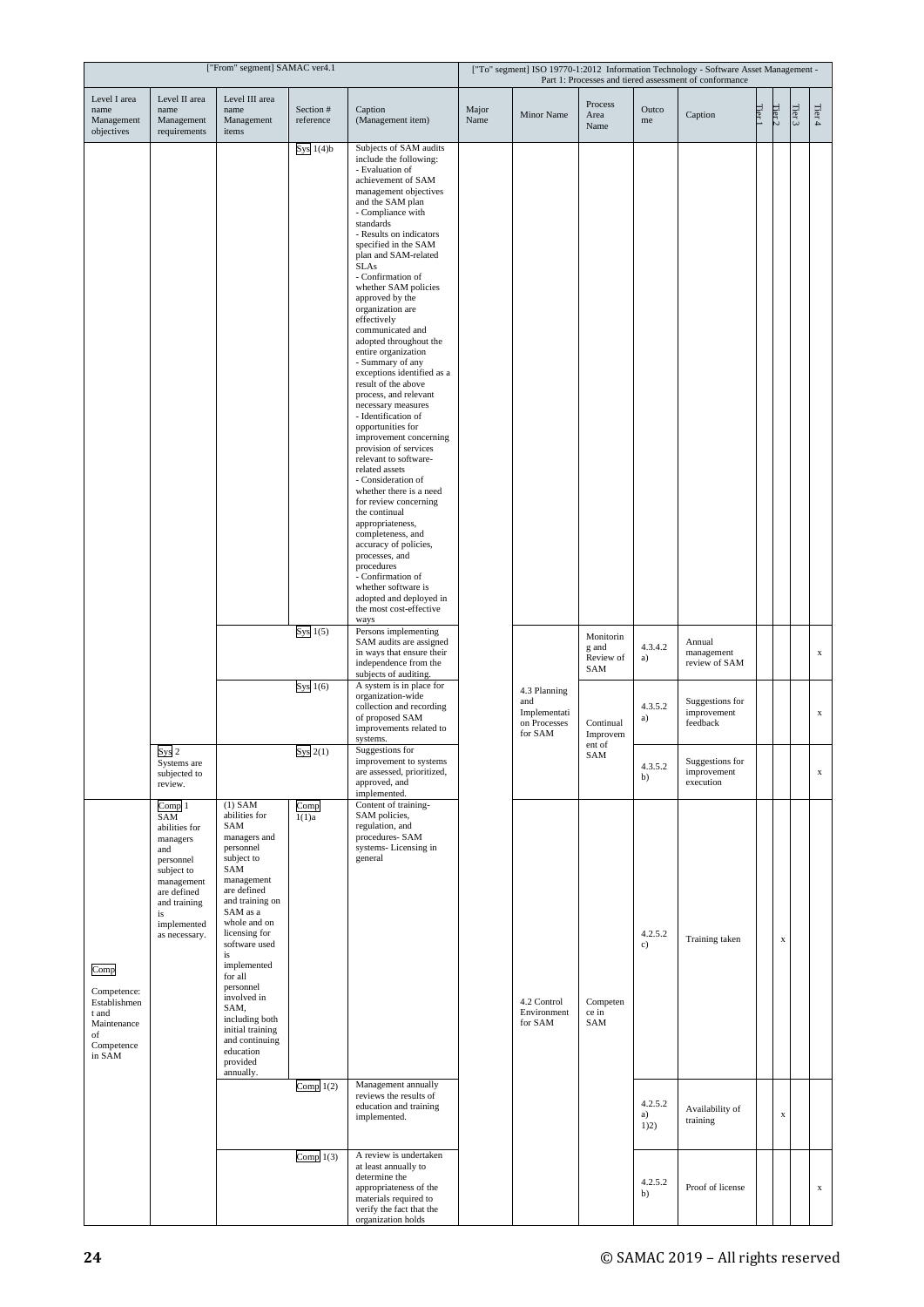| ["From" segment] SAMAC ver4.1 | | | | | ["To" segment] ISO 19770-1:2012 Information Technology - Software Asset Management - Part 1: Processes and tiered assessment of conformance | | | | | | | | |
|---|---|---|---|---|---|---|---|---|---|---|---|---|---|
| Level I area name Management objectives | Level II area name Management requirements | Level III area name Management items | Section # reference | Caption (Management item) | Major Name | Minor Name | Process Area Name | Outcome | Caption | Tier 1 | Tier 2 | Tier 3 | Tier 4 |
| | | | Sys 1(4)b | Subjects of SAM audits include the following: - Evaluation of achievement of SAM management objectives and the SAM plan - Compliance with standards - Results on indicators specified in the SAM plan and SAM-related SLAs - Confirmation of whether SAM policies approved by the organization are effectively communicated and adopted throughout the entire organization - Summary of any exceptions identified as a result of the above process, and relevant necessary measures - Identification of opportunities for improvement concerning provision of services relevant to software-related assets - Consideration of whether there is a need for review concerning the continual appropriateness, completeness, and accuracy of policies, processes, and procedures - Confirmation of whether software is adopted and deployed in the most cost-effective ways | | | | | | | | | |
| | | | Sys 1(5) | Persons implementing SAM audits are assigned in ways that ensure their independence from the subjects of auditing. | | 4.3 Planning and Implementation Processes for SAM | Monitoring and Review of SAM | 4.3.4.2 a) | Annual management review of SAM | | | | x |
| | | | Sys 1(6) | A system is in place for organization-wide collection and recording of proposed SAM improvements related to systems. | | | Continual Improvement of SAM | 4.3.5.2 a) | Suggestions for improvement feedback | | | | x |
| | Sys 2 Systems are subjected to review. | | Sys 2(1) | Suggestions for improvement to systems are assessed, prioritized, approved, and implemented. | | | | 4.3.5.2 b) | Suggestions for improvement execution | | | | x |
| Comp Competence: Establishment and Maintenance of Competence in SAM | Comp 1 SAM abilities for managers and personnel subject to management are defined and training is implemented as necessary. | (1) SAM abilities for SAM managers and personnel subject to SAM management are defined and training on SAM as a whole and on licensing for software used is implemented for all personnel involved in SAM, including both initial training and continuing education provided annually. | Comp 1(1)a | Content of training-SAM policies, regulation, and procedures- SAM systems- Licensing in general | | 4.2 Control Environment for SAM | Competence in SAM | 4.2.5.2 c) | Training taken | | x | | |
| | | | Comp 1(2) | Management annually reviews the results of education and training implemented. | | | | 4.2.5.2 a) 1)2) | Availability of training | | x | | |
| | | | Comp 1(3) | A review is undertaken at least annually to determine the appropriateness of the materials required to verify the fact that the organization holds | | | | 4.2.5.2 b) | Proof of license | | | | x |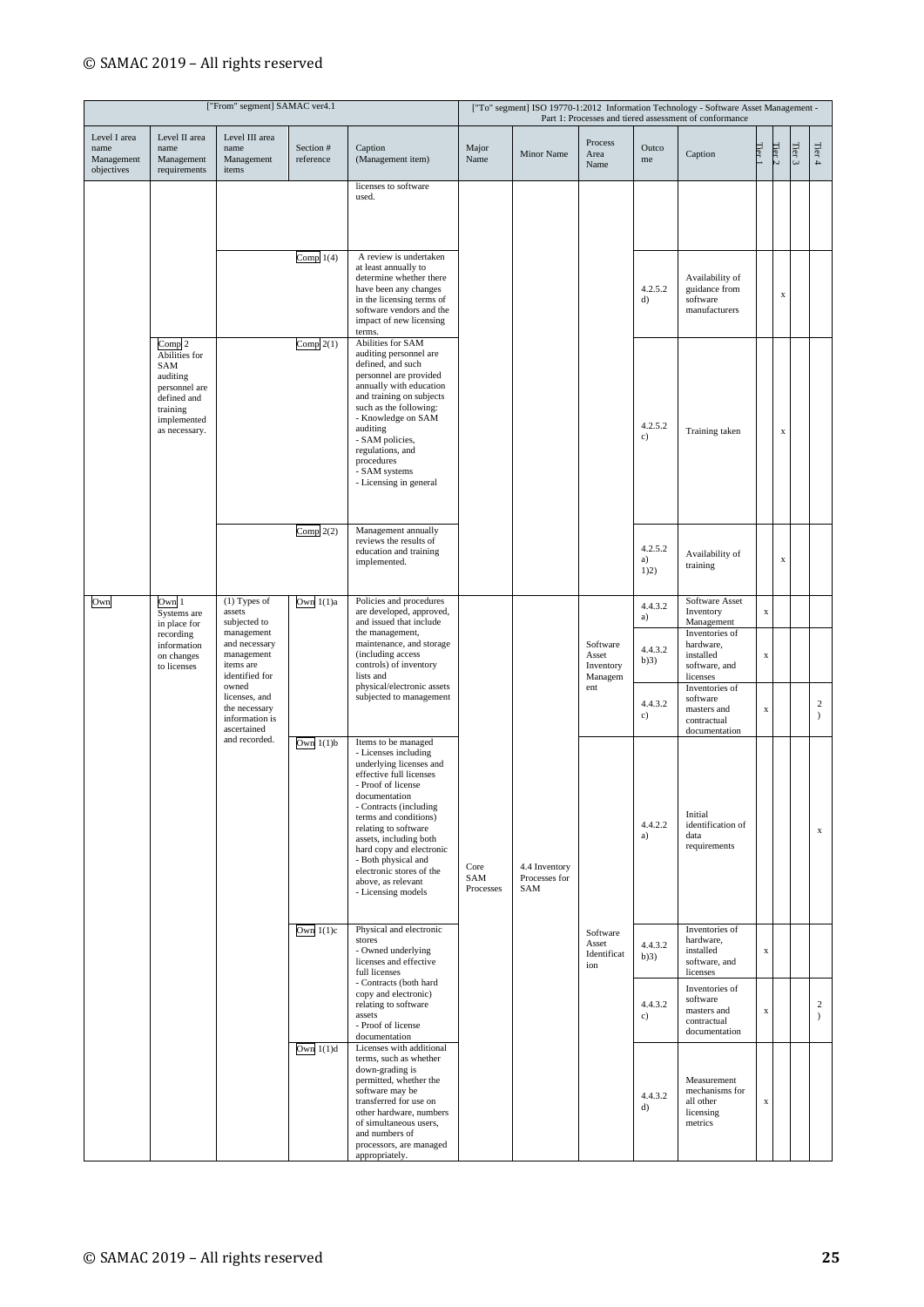| ["From" segment] SAMAC ver4.1 | | | | | ["To" segment] ISO 19770-1:2012 Information Technology - Software Asset Management - Part 1: Processes and tiered assessment of conformance | | | | | | | | |
|---|---|---|---|---|---|---|---|---|---|---|---|---|---|
| Level I area name Management objectives | Level II area name Management requirements | Level III area name Management items | Section # reference | Caption (Management item) | Major Name | Minor Name | Process Area Name | Outcome | Caption | Tier 1 | Tier 2 | Tier 3 | Tier 4 |
| | | | | licenses to software used. | | | | | | | | | |
| | | | Comp 1(4) | A review is undertaken at least annually to determine whether there have been any changes in the licensing terms of software vendors and the impact of new licensing terms. | | | | 4.2.5.2 d) | Availability of guidance from software manufacturers | | x | | |
| | Comp 2 Abilities for SAM auditing personnel are defined and training implemented as necessary. | | Comp 2(1) | Abilities for SAM auditing personnel are defined, and such personnel are provided annually with education and training on subjects such as the following: - Knowledge on SAM auditing - SAM policies, regulations, and procedures - SAM systems - Licensing in general | | | | 4.2.5.2 c) | Training taken | | x | | |
| | | | Comp 2(2) | Management annually reviews the results of education and training implemented. | | | | 4.2.5.2 a) 1)2) | Availability of training | | x | | |
| Own | Own 1 Systems are in place for recording information on changes to licenses | (1) Types of assets subjected to management and necessary management items are identified for owned licenses, and the necessary information is ascertained and recorded. | Own 1(1)a | Policies and procedures are developed, approved, and issued that include the management, maintenance, and storage (including access controls) of inventory lists and physical/electronic assets subjected to management | Core SAM Processes | 4.4 Inventory Processes for SAM | Software Asset Inventory Management | 4.4.3.2 a) | Software Asset Inventory Management | x | | | |
| | | | | | | | | 4.4.3.2 b)3) | Inventories of hardware, installed software, and licenses | x | | | |
| | | | | | | | | 4.4.3.2 c) | Inventories of software masters and contractual documentation | x | | | 2) |
| | | | Own 1(1)b | Items to be managed - Licenses including underlying licenses and effective full licenses - Proof of license documentation - Contracts (including terms and conditions) relating to software assets, including both hard copy and electronic - Both physical and electronic stores of the above, as relevant - Licensing models | | | Software Asset Identification | 4.4.2.2 a) | Initial identification of data requirements | | | | x |
| | | | Own 1(1)c | Physical and electronic stores - Owned underlying licenses and effective full licenses - Contracts (both hard copy and electronic) relating to software assets - Proof of license documentation | | | | 4.4.3.2 b)3) | Inventories of hardware, installed software, and licenses | x | | | |
| | | | | | | | | 4.4.3.2 c) | Inventories of software masters and contractual documentation | x | | | 2) |
| | | | Own 1(1)d | Licenses with additional terms, such as whether down-grading is permitted, whether the software may be transferred for use on other hardware, numbers of simultaneous users, and numbers of processors, are managed appropriately. | | | | 4.4.3.2 d) | Measurement mechanisms for all other licensing metrics | x | | | |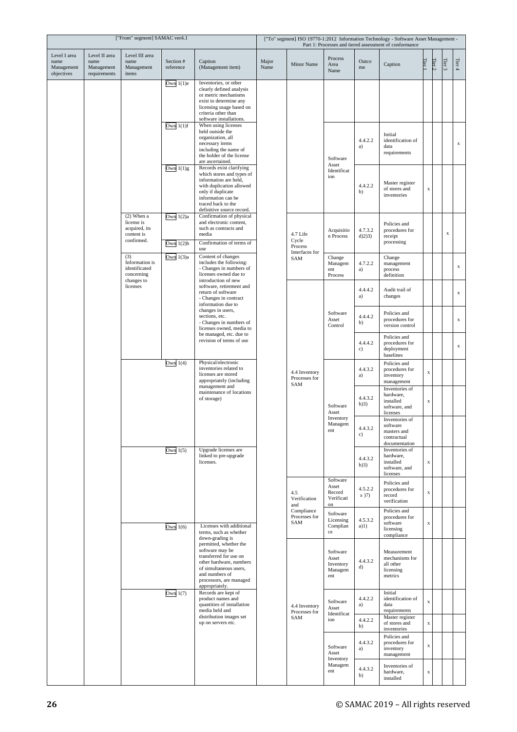| ["From" segment] SAMAC ver4.1 | | | | | ["To" segment] ISO 19770-1:2012 Information Technology - Software Asset Management - Part 1: Processes and tiered assessment of conformance | | | | | | | | |
|---|---|---|---|---|---|---|---|---|---|---|---|---|---|
| Level I area name Management objectives | Level II area name Management requirements | Level III area name Management items | Section # reference | Caption (Management item) | Major Name | Minor Name | Process Area Name | Outcome | Caption | Tier 1 | Tier 2 | Tier 3 | Tier 4 |
| | | | Own 1(1)e | Inventories, or other clearly defined analysis or metric mechanisms exist to determine any licensing usage based on criteria other than software installations. | | | | | | | | | |
| | | | Own 1(1)f | When using licenses held outside the organization, all necessary items including the name of the holder of the license are ascertained. | | | Software Asset Identification | 4.4.2.2 a) | Initial identification of data requirements | | | | x |
| | | | Own 1(1)g | Records exist clarifying which stores and types of information are held, with duplication allowed only if duplicate information can be traced back to the definitive source record. | | | Software Asset Identification | 4.4.2.2 b) | Master register of stores and inventories | x | | | |
| | | (2) When a license is acquired, its content is confirmed. | Own 1(2)a | Confirmation of physical and electronic content, such as contracts and media | | 4.7 Life Cycle Process Interfaces for SAM | Acquisition Process | 4.7.3.2 d)2)3) | Policies and procedures for receipt processing | | | x | |
| | | | Own 1(2)b | Confirmation of terms of use | | | | | | | | | |
| | | (3) Information is identificated concerning changes to licenses | Own 1(3)a | Content of changes includes the following: - Changes in numbers of licenses owned due to introduction of new software, retirement and return of software - Changes in contract information due to changes in users, sections, etc. - Changes in numbers of licenses owned, media to be managed, etc. due to revision of terms of use | | 4.7 Life Cycle Process Interfaces for SAM | Change Management Process | 4.7.2.2 a) | Change management process definition | | | | x |
| | | | | | | 4.4 Inventory Processes for SAM | Software Asset Control | 4.4.4.2 a) | Audit trail of changes | | | | x |
| | | | | | | | Software Asset Control | 4.4.4.2 b) | Policies and procedures for version control | | | | x |
| | | | | | | | Software Asset Control | 4.4.4.2 c) | Policies and procedures for deployment baselines | | | | x |
| | | | Own 1(4) | Physical/electronic inventories related to licenses are stored appropriately (including management and maintenance of locations of storage) | | 4.4 Inventory Processes for SAM | Software Asset Inventory Management | 4.4.3.2 a) | Policies and procedures for inventory management | x | | | |
| | | | | | | | Software Asset Inventory Management | 4.4.3.2 b)3) | Inventories of hardware, installed software, and licenses | x | | | |
| | | | | | | | Software Asset Inventory Management | 4.4.3.2 c) | Inventories of software masters and contractual documentation | | | | |
| | | | Own 1(5) | Upgrade licenses are linked to pre-upgrade licenses. | | 4.4 Inventory Processes for SAM | Software Asset Inventory Management | 4.4.3.2 b)3) | Inventories of hardware, installed software, and licenses | x | | | |
| | | | | | | 4.5 Verification and Compliance Processes for SAM | Software Asset Record Verification | 4.5.2.2 a )7) | Policies and procedures for record verification | x | | | |
| | | | Own 1(6) | Licenses with additional terms, such as whether down-grading is permitted, whether the software may be transferred for use on other hardware, numbers of simultaneous users, and numbers of processors, are managed appropriately. | | 4.5 Verification and Compliance Processes for SAM | Software Licensing Compliance | 4.5.3.2 a)1) | Policies and procedures for software licensing compliance | x | | | |
| | | | | | | 4.4 Inventory Processes for SAM | Software Asset Inventory Management | 4.4.3.2 d) | Measurement mechanisms for all other licensing metrics | | | | |
| | | | Own 1(7) | Records are kept of product names and quantities of installation media held and distribution images set up on servers etc. | | 4.4 Inventory Processes for SAM | Software Asset Identification | 4.4.2.2 a) | Initial identification of data requirements | x | | | |
| | | | | | | | Software Asset Identification | 4.4.2.2 b) | Master register of stores and inventories | x | | | |
| | | | | | | | Software Asset Inventory Management | 4.4.3.2 a) | Policies and procedures for inventory management | x | | | |
| | | | | | | | Software Asset Inventory Management | 4.4.3.2 b) | Inventories of hardware, installed | x | | | |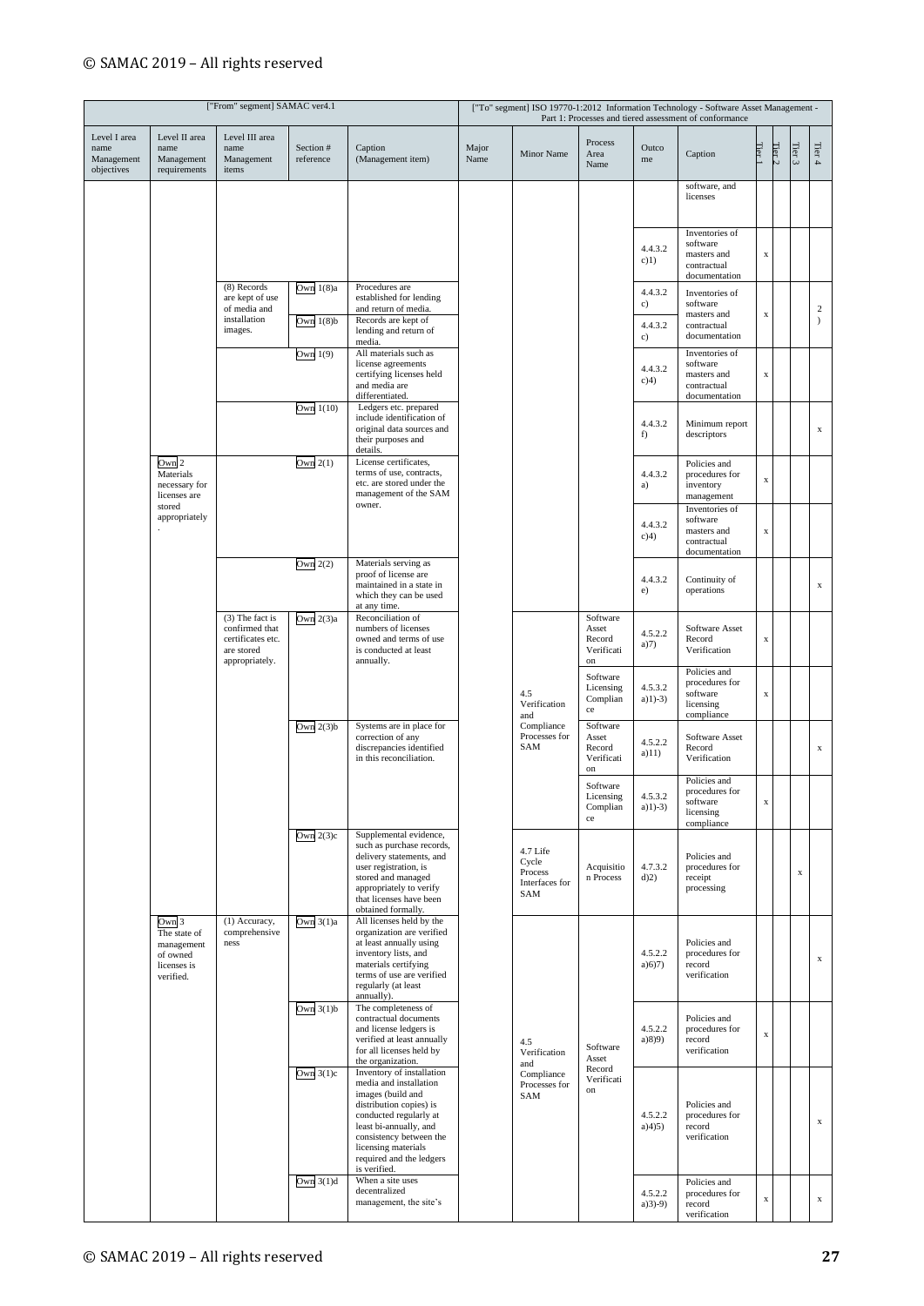| ["From" segment] SAMAC ver4.1 | | | | | ["To" segment] ISO 19770-1:2012 Information Technology - Software Asset Management - Part 1: Processes and tiered assessment of conformance | | | | | | | | |
|---|---|---|---|---|---|---|---|---|---|---|---|---|---|
| Level I area name Management objectives | Level II area name Management requirements | Level III area name Management items | Section # reference | Caption (Management item) | Major Name | Minor Name | Process Area Name | Outcome | Caption | Tier 1 | Tier 2 | Tier 3 | Tier 4 |
| | | | | | | | | | software, and licenses | | | | |
| | | | | | | | | 4.4.3.2 c)1) | Inventories of software masters and contractual documentation | x | | | |
| | | (8) Records are kept of use of media and installation images. | Own 1(8)a | Procedures are established for lending and return of media. | | | | 4.4.3.2 c) | Inventories of software masters and contractual documentation | x | | | 2) |
| | | | Own 1(8)b | Records are kept of lending and return of media. | | | | 4.4.3.2 c) | | | | | |
| | | | Own 1(9) | All materials such as license agreements certifying licenses held and media are differentiated. | | | | 4.4.3.2 c)4) | Inventories of software masters and contractual documentation | x | | | |
| | | | Own 1(10) | Ledgers etc. prepared include identification of original data sources and their purposes and details. | | | | 4.4.3.2 f) | Minimum report descriptors | | | | x |
| | Own 2 Materials necessary for licenses are stored appropriately. | | Own 2(1) | License certificates, terms of use, contracts, etc. are stored under the management of the SAM owner. | | | | 4.4.3.2 a) | Policies and procedures for inventory management | x | | | |
| | | | | | | | | 4.4.3.2 c)4) | Inventories of software masters and contractual documentation | x | | | |
| | | | Own 2(2) | Materials serving as proof of license are maintained in a state in which they can be used at any time. | | | | 4.4.3.2 e) | Continuity of operations | | | | x |
| | | (3) The fact is confirmed that certificates etc. are stored appropriately. | Own 2(3)a | Reconciliation of numbers of licenses owned and terms of use is conducted at least annually. | | 4.5 Verification and Compliance Processes for SAM | Software Asset Record Verification | 4.5.2.2 a)7) | Software Asset Record Verification | x | | | |
| | | | | | | | Software Licensing Compliance | 4.5.3.2 a)1)-3) | Policies and procedures for software licensing compliance | x | | | |
| | | | Own 2(3)b | Systems are in place for correction of any discrepancies identified in this reconciliation. | | | Software Asset Record Verification | 4.5.2.2 a)11) | Software Asset Record Verification | | | | x |
| | | | | | | | Software Licensing Compliance | 4.5.3.2 a)1)-3) | Policies and procedures for software licensing compliance | x | | | |
| | | | Own 2(3)c | Supplemental evidence, such as purchase records, delivery statements, and user registration, is stored and managed appropriately to verify that licenses have been obtained formally. | | 4.7 Life Cycle Process Interfaces for SAM | Acquisition Process | 4.7.3.2 d)2) | Policies and procedures for receipt processing | | | x | |
| | Own 3 The state of management of owned licenses is verified. | (1) Accuracy, comprehensiveness | Own 3(1)a | All licenses held by the organization are verified at least annually using inventory lists, and materials certifying terms of use are verified regularly (at least annually). | | 4.5 Verification and Compliance Processes for SAM | Software Asset Record Verification | 4.5.2.2 a)6)7) | Policies and procedures for record verification | | | | x |
| | | | Own 3(1)b | The completeness of contractual documents and license ledgers is verified at least annually for all licenses held by the organization. | | | | 4.5.2.2 a)8)9) | Policies and procedures for record verification | x | | | |
| | | | Own 3(1)c | Inventory of installation media and installation images (build and distribution copies) is conducted regularly at least bi-annually, and consistency between the licensing materials required and the ledgers is verified. | | | | 4.5.2.2 a)4)5) | Policies and procedures for record verification | | | | x |
| | | | Own 3(1)d | When a site uses decentralized management, the site's | | | | 4.5.2.2 a)3)-9) | Policies and procedures for record verification | x | | | x |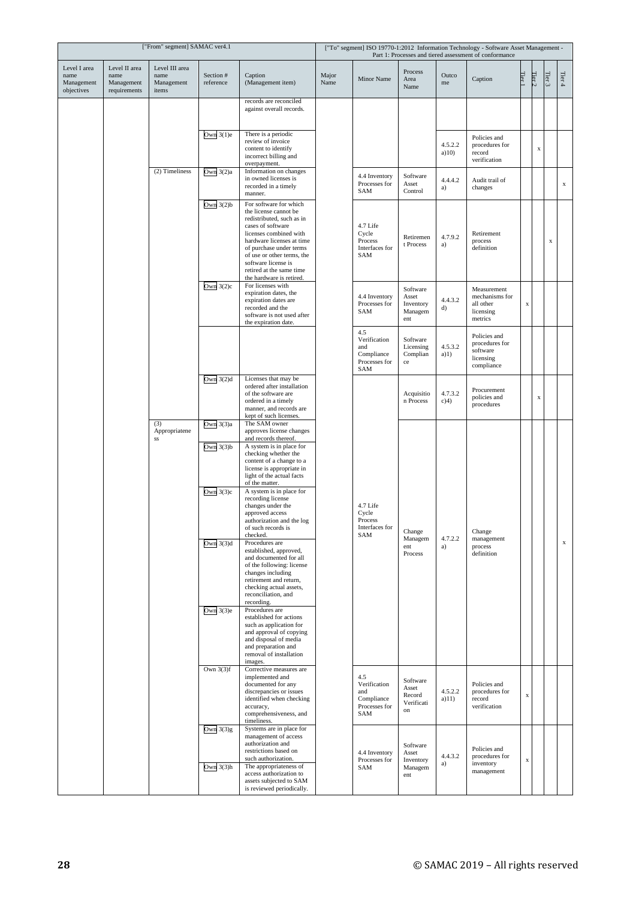| ["From" segment] SAMAC ver4.1 | | | | | ["To" segment] ISO 19770-1:2012 Information Technology - Software Asset Management - Part 1: Processes and tiered assessment of conformance | | | | | | | | |
|---|---|---|---|---|---|---|---|---|---|---|---|---|---|
| Level I area name Management objectives | Level II area name Management requirements | Level III area name Management items | Section # reference | Caption (Management item) | Major Name | Minor Name | Process Area Name | Outcome | Caption | Tier 1 | Tier 2 | Tier 3 | Tier 4 |
| | | | | records are reconciled against overall records. | | | | | | | | | |
| | | | Own 3(1)e | There is a periodic review of invoice content to identify incorrect billing and overpayment. | | | | 4.5.2.2 a)10) | Policies and procedures for record verification | | x | | |
| | | (2) Timeliness | Own 3(2)a | Information on changes in owned licenses is recorded in a timely manner. | | 4.4 Inventory Processes for SAM | Software Asset Control | 4.4.4.2 a) | Audit trail of changes | | | | x |
| | | | Own 3(2)b | For software for which the license cannot be redistributed, such as in cases of software licenses combined with hardware licenses at time of purchase under terms of use or other terms, the software license is retired at the same time the hardware is retired. | | 4.7 Life Cycle Process Interfaces for SAM | Retirement Process | 4.7.9.2 a) | Retirement process definition | | | x | |
| | | | Own 3(2)c | For licenses with expiration dates, the expiration dates are recorded and the software is not used after the expiration date. | | 4.4 Inventory Processes for SAM | Software Asset Inventory Management | 4.4.3.2 d) | Measurement mechanisms for all other licensing metrics | x | | | |
| | | | | | | 4.5 Verification and Compliance Processes for SAM | Software Licensing Compliance | 4.5.3.2 a)1) | Policies and procedures for software licensing compliance | | | | |
| | | | Own 3(2)d | Licenses that may be ordered after installation of the software are ordered in a timely manner, and records are kept of such licenses. | | 4.7 Life Cycle Process Interfaces for SAM | Acquisition Process | 4.7.3.2 c)4) | Procurement policies and procedures | | x | | |
| | | (3) Appropriateness | Own 3(3)a | The SAM owner approves license changes and records thereof. | | | Change Management Process | 4.7.2.2 a) | Change management process definition | | | | x |
| | | | Own 3(3)b | A system is in place for checking whether the content of a change to a license is appropriate in light of the actual facts of the matter. | | | | | | | | | |
| | | | Own 3(3)c | A system is in place for recording license changes under the approved access authorization and the log of such records is checked. | | | | | | | | | |
| | | | Own 3(3)d | Procedures are established, approved, and documented for all of the following: license changes including retirement and return, checking actual assets, reconciliation, and recording. | | | | | | | | | |
| | | | Own 3(3)e | Procedures are established for actions such as application for and approval of copying and disposal of media and preparation and removal of installation images. | | | | | | | | | |
| | | | Own 3(3)f | Corrective measures are implemented and documented for any discrepancies or issues identified when checking accuracy, comprehensiveness, and timeliness. | | 4.5 Verification and Compliance Processes for SAM | Software Asset Record Verification | 4.5.2.2 a)11) | Policies and procedures for record verification | x | | | |
| | | | Own 3(3)g | Systems are in place for management of access authorization and restrictions based on such authorization. | | 4.4 Inventory Processes for SAM | Software Asset Inventory Management | 4.4.3.2 a) | Policies and procedures for inventory management | x | | | |
| | | | Own 3(3)h | The appropriateness of access authorization to assets subjected to SAM is reviewed periodically. | | | | | | | | | |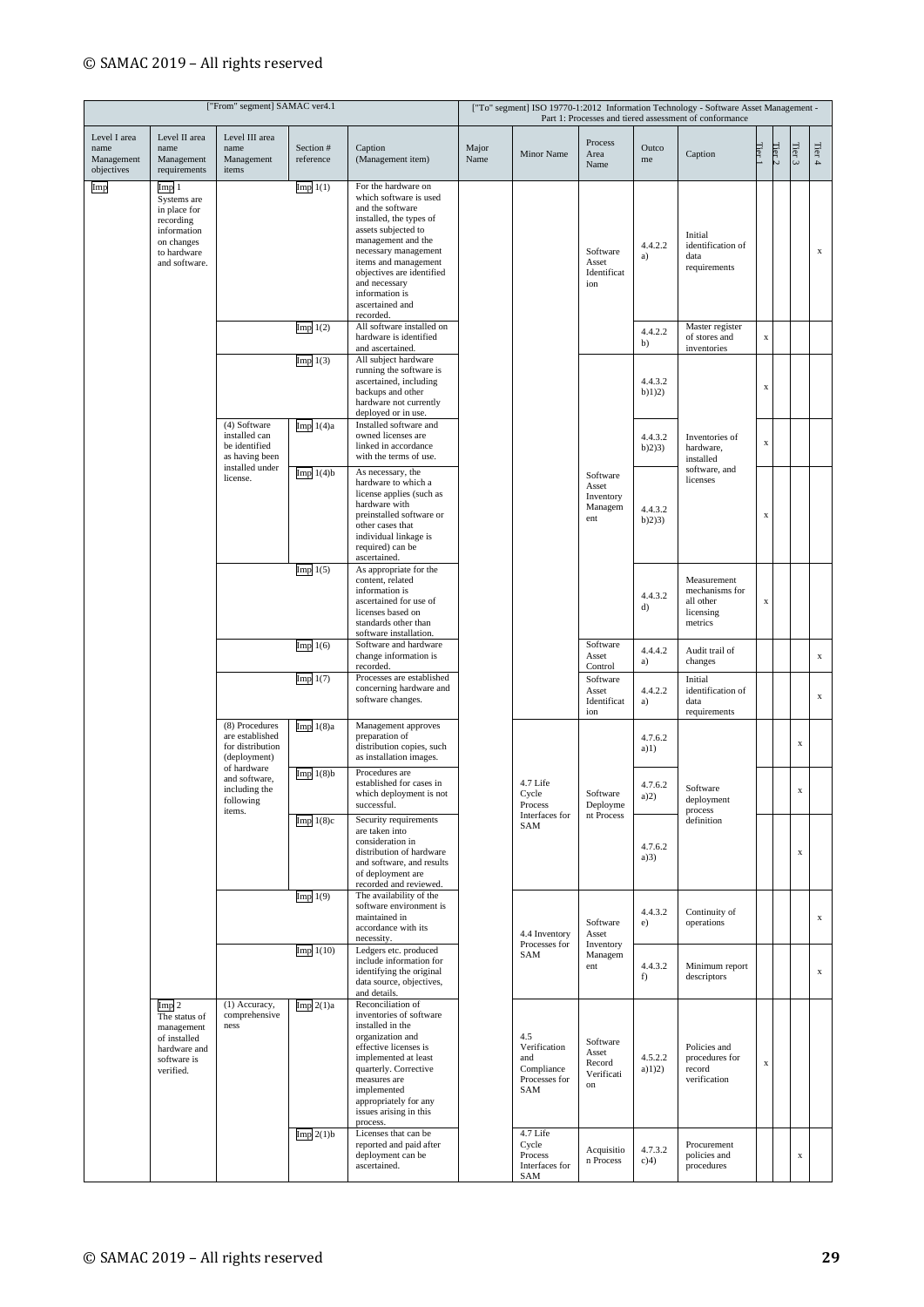| ["From" segment] SAMAC ver4.1 | | | | | ["To" segment] ISO 19770-1:2012 Information Technology - Software Asset Management - Part 1: Processes and tiered assessment of conformance | | | | | | | | |
|---|---|---|---|---|---|---|---|---|---|---|---|---|---|
| Level I area name Management objectives | Level II area name Management requirements | Level III area name Management items | Section # reference | Caption (Management item) | Major Name | Minor Name | Process Area Name | Outcome | Caption | Tier 1 | Tier 2 | Tier 3 | Tier 4 |
| Imp | Imp 1 Systems are in place for recording information on changes to hardware and software. | | Imp 1(1) | For the hardware on which software is used and the software installed, the types of assets subjected to management and the necessary management items and management objectives are identified and necessary information is ascertained and recorded. | | | Software Asset Identification | 4.4.2.2 a) | Initial identification of data requirements | | | | x |
| | | | Imp 1(2) | All software installed on hardware is identified and ascertained. | | | | 4.4.2.2 b) | Master register of stores and inventories | x | | | |
| | | | Imp 1(3) | All subject hardware running the software is ascertained, including backups and other hardware not currently deployed or in use. | | | Software Asset Inventory Management | 4.4.3.2 b)1)2) | Inventories of hardware, installed software, and licenses | x | | | |
| | | (4) Software installed can be identified as having been installed under license. | Imp 1(4)a | Installed software and owned licenses are linked in accordance with the terms of use. | | | | 4.4.3.2 b)2)3) | | x | | | |
| | | | Imp 1(4)b | As necessary, the hardware to which a license applies (such as hardware with preinstalled software or other cases that individual linkage is required) can be ascertained. | | | | 4.4.3.2 b)2)3) | | x | | | |
| | | | Imp 1(5) | As appropriate for the content, related information is ascertained for use of licenses based on standards other than software installation. | | | | 4.4.3.2 d) | Measurement mechanisms for all other licensing metrics | x | | | |
| | | | Imp 1(6) | Software and hardware change information is recorded. | | | Software Asset Control | 4.4.4.2 a) | Audit trail of changes | | | | x |
| | | | Imp 1(7) | Processes are established concerning hardware and software changes. | | | Software Asset Identification | 4.4.2.2 a) | Initial identification of data requirements | | | | x |
| | | (8) Procedures are established for distribution (deployment) of hardware and software, including the following items. | Imp 1(8)a | Management approves preparation of distribution copies, such as installation images. | | 4.7 Life Cycle Process Interfaces for SAM | Software Deployment Process | 4.7.6.2 a)1) | Software deployment process definition | | | x | |
| | | | Imp 1(8)b | Procedures are established for cases in which deployment is not successful. | | | | 4.7.6.2 a)2) | | | | x | |
| | | | Imp 1(8)c | Security requirements are taken into consideration in distribution of hardware and software, and results of deployment are recorded and reviewed. | | | | 4.7.6.2 a)3) | | | | x | |
| | | | Imp 1(9) | The availability of the software environment is maintained in accordance with its necessity. | | 4.4 Inventory Processes for SAM | Software Asset Inventory Management | 4.4.3.2 e) | Continuity of operations | | | | x |
| | | | Imp 1(10) | Ledgers etc. produced include information for identifying the original data source, objectives, and details. | | | | 4.4.3.2 f) | Minimum report descriptors | | | | x |
| | Imp 2 The status of management of installed hardware and software is verified. | (1) Accuracy, comprehensiveness | Imp 2(1)a | Reconciliation of inventories of software installed in the organization and effective licenses is implemented at least quarterly. Corrective measures are implemented appropriately for any issues arising in this process. | | 4.5 Verification and Compliance Processes for SAM | Software Asset Record Verification | 4.5.2.2 a)1)2) | Policies and procedures for record verification | x | | | |
| | | | Imp 2(1)b | Licenses that can be reported and paid after deployment can be ascertained. | | 4.7 Life Cycle Process Interfaces for SAM | Acquisition Process | 4.7.3.2 c)4) | Procurement policies and procedures | | | x | |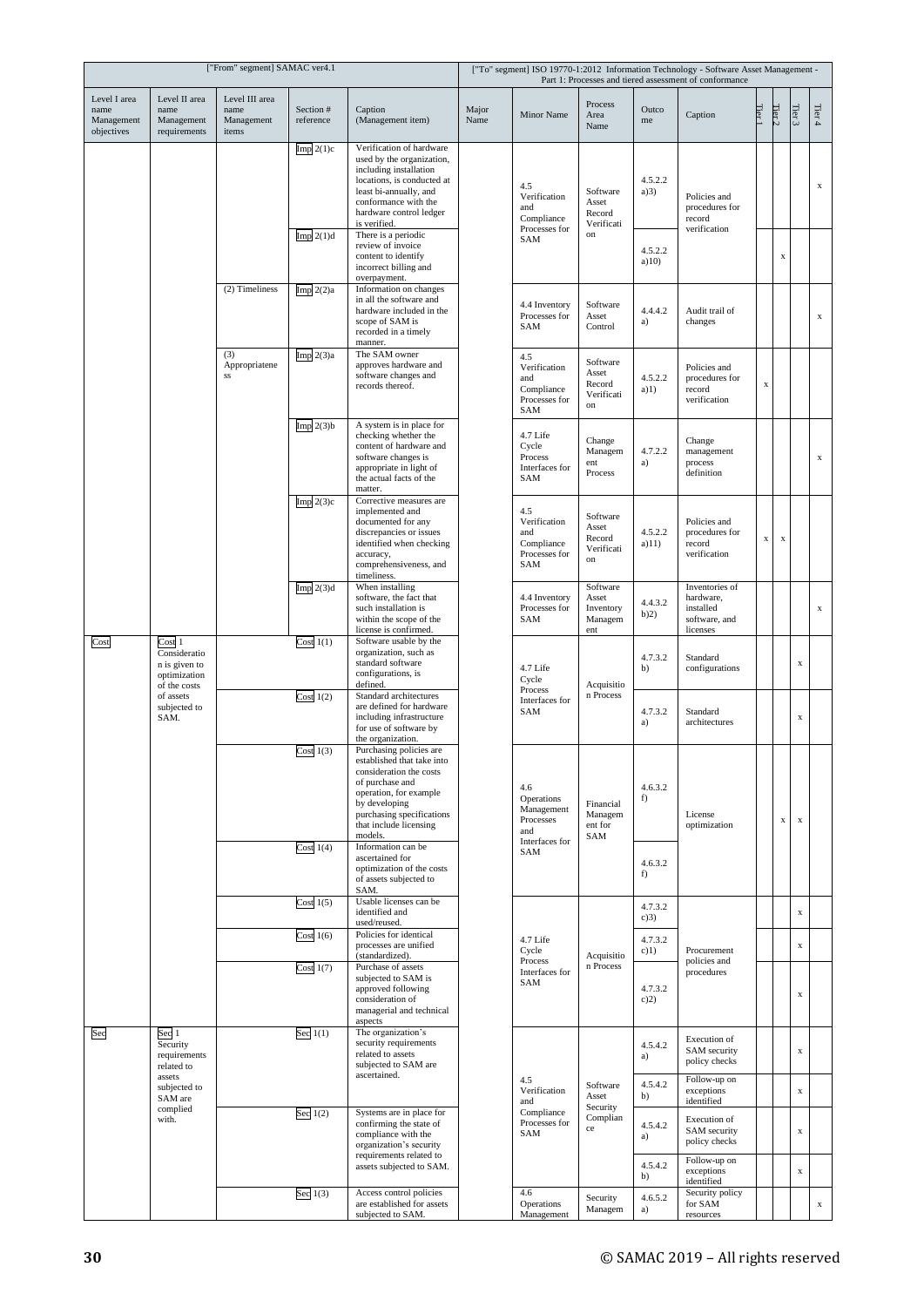| ["From" segment] SAMAC ver4.1 | | | | | ["To" segment] ISO 19770-1:2012 Information Technology - Software Asset Management - Part 1: Processes and tiered assessment of conformance | | | | | | | | |
|---|---|---|---|---|---|---|---|---|---|---|---|---|---|
| Level I area name Management objectives | Level II area name Management requirements | Level III area name Management items | Section # reference | Caption (Management item) | Major Name | Minor Name | Process Area Name | Outcome | Caption | Tier 1 | Tier 2 | Tier 3 | Tier 4 |
| | | | Imp 2(1)c | Verification of hardware used by the organization, including installation locations, is conducted at least bi-annually, and conformance with the hardware control ledger is verified. | | 4.5 Verification and Compliance Processes for SAM | Software Asset Record Verification | 4.5.2.2 a)3) | Policies and procedures for record verification | | | | x |
| | | | Imp 2(1)d | There is a periodic review of invoice content to identify incorrect billing and overpayment. | | 4.5 Verification and Compliance Processes for SAM | Software Asset Record Verification | 4.5.2.2 a)10) | Policies and procedures for record verification | | x | | |
| | | (2) Timeliness | Imp 2(2)a | Information on changes in all the software and hardware included in the scope of SAM is recorded in a timely manner. | | 4.4 Inventory Processes for SAM | Software Asset Control | 4.4.4.2 a) | Audit trail of changes | | | | x |
| | | (3) Appropriateness | Imp 2(3)a | The SAM owner approves hardware and software changes and records thereof. | | 4.5 Verification and Compliance Processes for SAM | Software Asset Record Verification | 4.5.2.2 a)1) | Policies and procedures for record verification | x | | | |
| | | | Imp 2(3)b | A system is in place for checking whether the content of hardware and software changes is appropriate in light of the actual facts of the matter. | | 4.7 Life Cycle Process Interfaces for SAM | Change Management Process | 4.7.2.2 a) | Change management process definition | | | | x |
| | | | Imp 2(3)c | Corrective measures are implemented and documented for any discrepancies or issues identified when checking accuracy, comprehensiveness, and timeliness. | | 4.5 Verification and Compliance Processes for SAM | Software Asset Record Verification | 4.5.2.2 a)11) | Policies and procedures for record verification | x | x | | |
| | | | Imp 2(3)d | When installing software, the fact that such installation is within the scope of the license is confirmed. | | 4.4 Inventory Processes for SAM | Software Asset Inventory Management | 4.4.3.2 b)2) | Inventories of hardware, installed software, and licenses | | | | x |
| Cost | Cost 1 Consideration is given to optimization of the costs of assets subjected to SAM. | | Cost 1(1) | Software usable by the organization, such as standard software configurations, is defined. | | 4.7 Life Cycle Process Interfaces for SAM | Acquisition Process | 4.7.3.2 b) | Standard configurations | | | x | |
| | | | Cost 1(2) | Standard architectures are defined for hardware including infrastructure for use of software by the organization. | | 4.7 Life Cycle Process Interfaces for SAM | Acquisition Process | 4.7.3.2 a) | Standard architectures | | | x | |
| | | | Cost 1(3) | Purchasing policies are established that take into consideration the costs of purchase and operation, for example by developing purchasing specifications that include licensing models. | | 4.6 Operations Management Processes and Interfaces for SAM | Financial Management for SAM | 4.6.3.2 f) | License optimization | | x | x | |
| | | | Cost 1(4) | Information can be ascertained for optimization of the costs of assets subjected to SAM. | | 4.6 Operations Management Processes and Interfaces for SAM | Financial Management for SAM | 4.6.3.2 f) | License optimization | | x | x | |
| | | | Cost 1(5) | Usable licenses can be identified and used/reused. | | 4.7 Life Cycle Process Interfaces for SAM | Acquisition Process | 4.7.3.2 c)3) | Procurement policies and procedures | | | x | |
| | | | Cost 1(6) | Policies for identical processes are unified (standardized). | | 4.7 Life Cycle Process Interfaces for SAM | Acquisition Process | 4.7.3.2 c)1) | Procurement policies and procedures | | | x | |
| | | | Cost 1(7) | Purchase of assets subjected to SAM is approved following consideration of managerial and technical aspects | | 4.7 Life Cycle Process Interfaces for SAM | Acquisition Process | 4.7.3.2 c)2) | Procurement policies and procedures | | | x | |
| Sec | Sec 1 Security requirements related to assets subjected to SAM are complied with. | | Sec 1(1) | The organization's security requirements related to assets subjected to SAM are ascertained. | | 4.5 Verification and Compliance Processes for SAM | Software Asset Security Compliance | 4.5.4.2 a) | Execution of SAM security policy checks | | | x | |
| | | | | | | | | 4.5.4.2 b) | Follow-up on exceptions identified | | | x | |
| | | | Sec 1(2) | Systems are in place for confirming the state of compliance with the organization's security requirements related to assets subjected to SAM. | | 4.5 Verification and Compliance Processes for SAM | Software Asset Security Compliance | 4.5.4.2 a) | Execution of SAM security policy checks | | | x | |
| | | | | | | | | 4.5.4.2 b) | Follow-up on exceptions identified | | | x | |
| | | | Sec 1(3) | Access control policies are established for assets subjected to SAM. | | 4.6 Operations Management | Security Managem | 4.6.5.2 a) | Security policy for SAM resources | | | | x |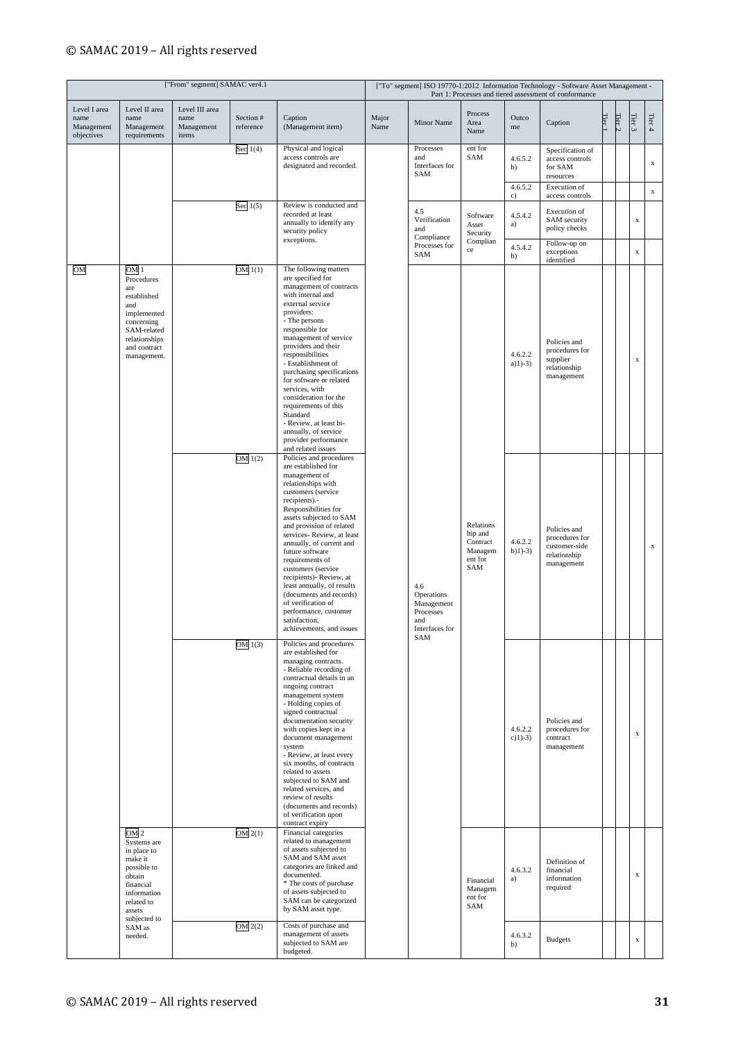| ["From" segment] SAMAC ver4.1 | | | | | ["To" segment] ISO 19770-1:2012 Information Technology - Software Asset Management - Part 1: Processes and tiered assessment of conformance | | | | | | | | |
|---|---|---|---|---|---|---|---|---|---|---|---|---|---|
| Level I area name Management objectives | Level II area name Management requirements | Level III area name Management items | Section # reference | Caption (Management item) | Major Name | Minor Name | Process Area Name | Outcome | Caption | Tier 1 | Tier 2 | Tier 3 | Tier 4 |
| | | | Sec 1(4) | Physical and logical access controls are designated and recorded. | | Processes and Interfaces for SAM | ent for SAM | 4.6.5.2 b) | Specification of access controls for SAM resources | | | | x |
| | | | | | | | | 4.6.5.2 c) | Execution of access controls | | | | x |
| | | | Sec 1(5) | Review is conducted and recorded at least annually to identify any security policy exceptions. | | 4.5 Verification and Compliance Processes for SAM | Software Asset Security Compliance | 4.5.4.2 a) | Execution of SAM security policy checks | | | x | |
| | | | | | | | | 4.5.4.2 b) | Follow-up on exceptions identified | | | x | |
| OM | OM 1 Procedures are established and implemented concerning SAM-related relationships and contract management. | | OM 1(1) | The following matters are specified for management of contracts with internal and external service providers:<br>- The persons responsible for management of service providers and their responsibilities<br>- Establishment of purchasing specifications for software or related services, with consideration for the requirements of this Standard<br>- Review, at least bi-annually, of service provider performance and related issues | | 4.6 Operations Management Processes and Interfaces for SAM | Relationship and Contract Management for SAM | 4.6.2.2 a)1)-3) | Policies and procedures for supplier relationship management | | | x | |
| | | | OM 1(2) | Policies and procedures are established for management of relationships with customers (service recipients).- Responsibilities for assets subjected to SAM and provision of related services- Review, at least annually, of current and future software requirements of customers (service recipients)- Review, at least annually, of results (documents and records) of verification of performance, customer satisfaction, achievements, and issues | | | | 4.6.2.2 b)1)-3) | Policies and procedures for customer-side relationship management | | | | x |
| | | | OM 1(3) | Policies and procedures are established for managing contracts.<br>- Reliable recording of contractual details in an ongoing contract management system<br>- Holding copies of signed contractual documentation security with copies kept in a document management system<br>- Review, at least every six months, of contracts related to assets subjected to SAM and related services, and review of results (documents and records) of verification upon contract expiry | | | | 4.6.2.2 c)1)-3) | Policies and procedures for contract management | | | x | |
| | OM 2 Systems are in place to make it possible to obtain financial information related to assets subjected to SAM as needed. | | OM 2(1) | Financial categories related to management of assets subjected to SAM and SAM asset categories are linked and documented.<br>* The costs of purchase of assets subjected to SAM can be categorized by SAM asset type. | | | Financial Management for SAM | 4.6.3.2 a) | Definition of financial information required | | | x | |
| | | | OM 2(2) | Costs of purchase and management of assets subjected to SAM are budgeted. | | | | 4.6.3.2 b) | Budgets | | | x | |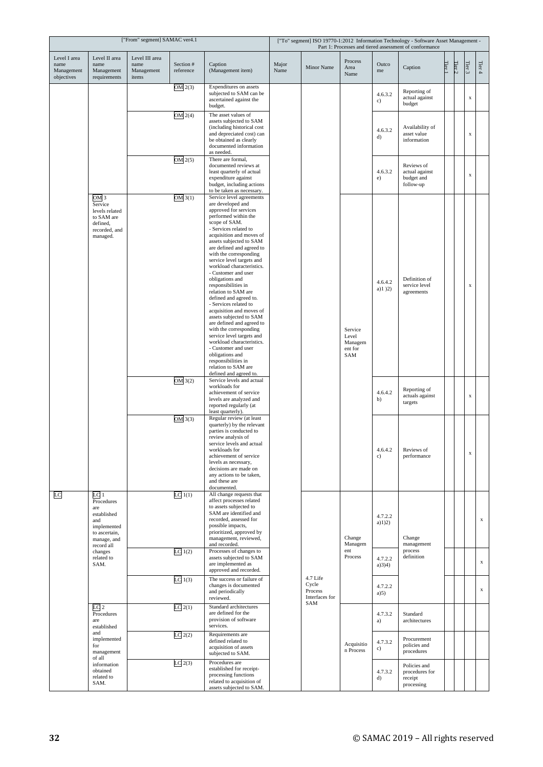| ["From" segment] SAMAC ver4.1 | | | | | ["To" segment] ISO 19770-1:2012 Information Technology - Software Asset Management - Part 1: Processes and tiered assessment of conformance | | | | | | | | |
|---|---|---|---|---|---|---|---|---|---|---|---|---|---|
| Level I area name Management objectives | Level II area name Management requirements | Level III area name Management items | Section # reference | Caption (Management item) | Major Name | Minor Name | Process Area Name | Outcome | Caption | Tier 1 | Tier 2 | Tier 3 | Tier 4 |
| | | | OM 2(3) | Expenditures on assets subjected to SAM can be ascertained against the budget. | | | | 4.6.3.2 c) | Reporting of actual against budget | | | x | |
| | | | OM 2(4) | The asset values of assets subjected to SAM (including historical cost and depreciated cost) can be obtained as clearly documented information as needed. | | | | 4.6.3.2 d) | Availability of asset value information | | | x | |
| | | | OM 2(5) | There are formal, documented reviews at least quarterly of actual expenditure against budget, including actions to be taken as necessary. | | | | 4.6.3.2 e) | Reviews of actual against budget and follow-up | | | x | |
| | OM 3 Service levels related to SAM are defined, recorded, and managed. | | OM 3(1) | Service level agreements are developed and approved for services performed within the scope of SAM.<br>- Services related to acquisition and moves of assets subjected to SAM are defined and agreed to with the corresponding service level targets and workload characteristics.<br>- Customer and user obligations and responsibilities in relation to SAM are defined and agreed to.<br>- Services related to acquisition and moves of assets subjected to SAM are defined and agreed to with the corresponding service level targets and workload characteristics.<br>- Customer and user obligations and responsibilities in relation to SAM are defined and agreed to. | | | Service Level Management for SAM | 4.6.4.2 a)1 )2) | Definition of service level agreements | | | x | |
| | | | OM 3(2) | Service levels and actual workloads for achievement of service levels are analyzed and reported regularly (at least quarterly). | | | | 4.6.4.2 b) | Reporting of actuals against targets | | | x | |
| | | | OM 3(3) | Regular review (at least quarterly) by the relevant parties is conducted to review analysis of service levels and actual workloads for achievement of service levels as necessary, decisions are made on any actions to be taken, and these are documented. | | | | 4.6.4.2 c) | Reviews of performance | | | x | |
| LC | LC 1 Procedures are established and implemented to ascertain, manage, and record all changes related to SAM. | | LC 1(1) | All change requests that affect processes related to assets subjected to SAM are identified and recorded, assessed for possible impacts, prioritized, approved by management, reviewed, and recorded. | | 4.7 Life Cycle Process Interfaces for SAM | Change Management Process | 4.7.2.2 a)1)2) | Change management process definition | | | | x |
| | | | LC 1(2) | Processes of changes to assets subjected to SAM are implemented as approved and recorded. | | | | 4.7.2.2 a)3)4) | | | | | x |
| | | | LC 1(3) | The success or failure of changes is documented and periodically reviewed. | | | | 4.7.2.2 a)5) | | | | | x |
| | LC 2 Procedures are established and implemented for management of all information obtained related to SAM. | | LC 2(1) | Standard architectures are defined for the provision of software services. | | | Acquisition Process | 4.7.3.2 a) | Standard architectures | | | | |
| | | | LC 2(2) | Requirements are defined related to acquisition of assets subjected to SAM. | | | | 4.7.3.2 c) | Procurement policies and procedures | | | | |
| | | | LC 2(3) | Procedures are established for receipt-processing functions related to acquisition of assets subjected to SAM. | | | | 4.7.3.2 d) | Policies and procedures for receipt processing | | | | |

© SAMAC 2019 – All rights reserved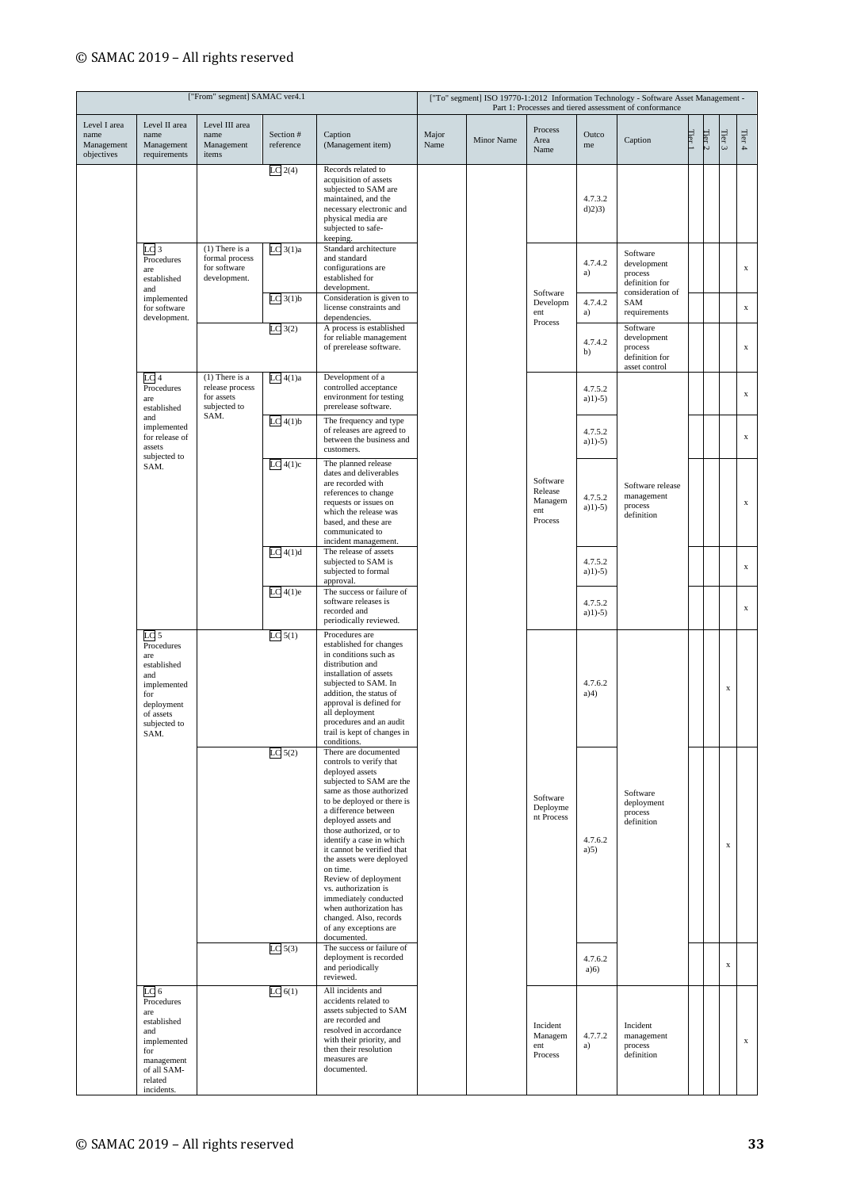| ["From" segment] SAMAC ver4.1 | | | | | ["To" segment] ISO 19770-1:2012 Information Technology - Software Asset Management - Part 1: Processes and tiered assessment of conformance | | | | | | | | |
|---|---|---|---|---|---|---|---|---|---|---|---|---|---|
| Level I area name Management objectives | Level II area name Management requirements | Level III area name Management items | Section # reference | Caption (Management item) | Major Name | Minor Name | Process Area Name | Outcome | Caption | Tier 1 | Tier 2 | Tier 3 | Tier 4 |
| | | | LC 2(4) | Records related to acquisition of assets subjected to SAM are maintained, and the necessary electronic and physical media are subjected to safe-keeping. | | | | 4.7.3.2 d)2)3) | | | | | |
| | LC 3 Procedures are established and implemented for software development. | (1) There is a formal process for software development. | LC 3(1)a | Standard architecture and standard configurations are established for development. | | | Software Development Process | 4.7.4.2 a) | Software development process definition for consideration of SAM requirements | | | | x |
| | | | LC 3(1)b | Consideration is given to license constraints and dependencies. | | | | 4.7.4.2 a) | | | | | x |
| | | | LC 3(2) | A process is established for reliable management of prerelease software. | | | | 4.7.4.2 b) | Software development process definition for asset control | | | | x |
| | LC 4 Procedures are established and implemented for release of assets subjected to SAM. | (1) There is a release process for assets subjected to SAM. | LC 4(1)a | Development of a controlled acceptance environment for testing prerelease software. | | | Software Release Management Process | 4.7.5.2 a)1)-5) | Software release management process definition | | | | x |
| | | | LC 4(1)b | The frequency and type of releases are agreed to between the business and customers. | | | | 4.7.5.2 a)1)-5) | | | | | x |
| | | | LC 4(1)c | The planned release dates and deliverables are recorded with references to change requests or issues on which the release was based, and these are communicated to incident management. | | | | 4.7.5.2 a)1)-5) | | | | | x |
| | | | LC 4(1)d | The release of assets subjected to SAM is subjected to formal approval. | | | | 4.7.5.2 a)1)-5) | | | | | x |
| | | | LC 4(1)e | The success or failure of software releases is recorded and periodically reviewed. | | | | 4.7.5.2 a)1)-5) | | | | | x |
| | LC 5 Procedures are established and implemented for deployment of assets subjected to SAM. | | LC 5(1) | Procedures are established for changes in conditions such as distribution and installation of assets subjected to SAM. In addition, the status of approval is defined for all deployment procedures and an audit trail is kept of changes in conditions. | | | Software Deployment Process | 4.7.6.2 a)4) | Software deployment process definition | | | x | |
| | | | LC 5(2) | There are documented controls to verify that deployed assets subjected to SAM are the same as those authorized to be deployed or there is a difference between deployed assets and those authorized, or to identify a case in which it cannot be verified that the assets were deployed on time. Review of deployment vs. authorization is immediately conducted when authorization has changed. Also, records of any exceptions are documented. | | | | 4.7.6.2 a)5) | | | | x | |
| | | | LC 5(3) | The success or failure of deployment is recorded and periodically reviewed. | | | | 4.7.6.2 a)6) | | | | x | |
| | LC 6 Procedures are established and implemented for management of all SAM-related incidents. | | LC 6(1) | All incidents and accidents related to assets subjected to SAM are recorded and resolved in accordance with their priority, and then their resolution measures are documented. | | | Incident Management Process | 4.7.7.2 a) | Incident management process definition | | | | x |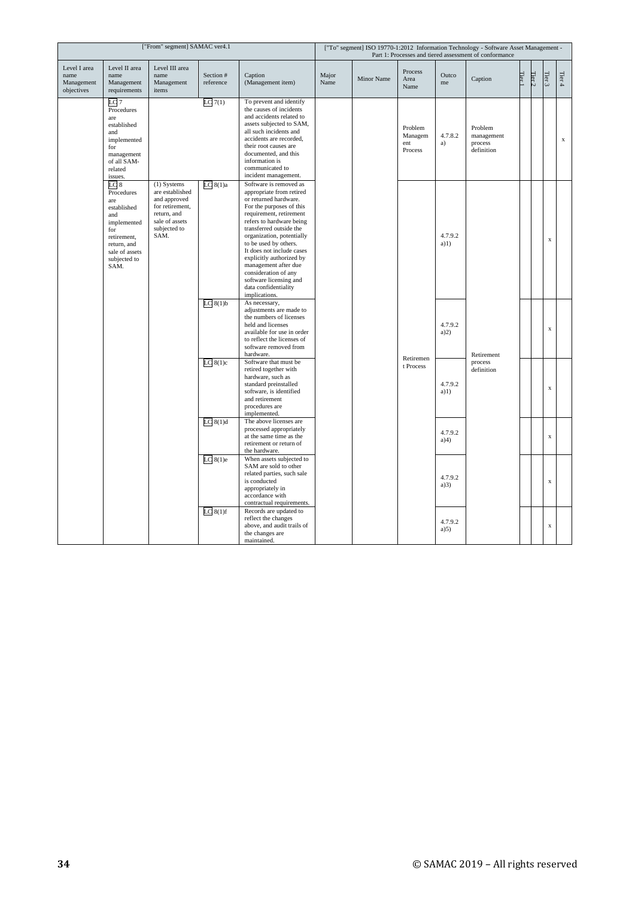| ["From" segment] SAMAC ver4.1 | | | | | ["To" segment] ISO 19770-1:2012 Information Technology - Software Asset Management - Part 1: Processes and tiered assessment of conformance | | | | | | | | |
|---|---|---|---|---|---|---|---|---|---|---|---|---|---|
| Level I area name Management objectives | Level II area name Management requirements | Level III area name Management items | Section # reference | Caption (Management item) | Major Name | Minor Name | Process Area Name | Outcome | Caption | Tier 1 | Tier 2 | Tier 3 | Tier 4 |
| | LC 7 Procedures are established and implemented for management of all SAM-related issues. | | LC 7(1) | To prevent and identify the causes of incidents and accidents related to assets subjected to SAM, all such incidents and accidents are recorded, their root causes are documented, and this information is communicated to incident management. | | | Problem Management Process | 4.7.8.2 a) | Problem management process definition | | | | x |
| | LC 8 Procedures are established and implemented for retirement, return, and sale of assets subjected to SAM. | (1) Systems are established and approved for retirement, return, and sale of assets subjected to SAM. | LC 8(1)a | Software is removed as appropriate from retired or returned hardware. For the purposes of this requirement, retirement refers to hardware being transferred outside the organization, potentially to be used by others. It does not include cases explicitly authorized by management after due consideration of any software licensing and data confidentiality implications. | | | Retirement Process | 4.7.9.2 a)1) | Retirement process definition | | | x | |
| | | | LC 8(1)b | As necessary, adjustments are made to the numbers of licenses held and licenses available for use in order to reflect the licenses of software removed from hardware. | | | | 4.7.9.2 a)2) | | | | x | |
| | | | LC 8(1)c | Software that must be retired together with hardware, such as standard preinstalled software, is identified and retirement procedures are implemented. | | | | 4.7.9.2 a)1) | | | | x | |
| | | | LC 8(1)d | The above licenses are processed appropriately at the same time as the retirement or return of the hardware. | | | | 4.7.9.2 a)4) | | | | x | |
| | | | LC 8(1)e | When assets subjected to SAM are sold to other related parties, such sale is conducted appropriately in accordance with contractual requirements. | | | | 4.7.9.2 a)3) | | | | x | |
| | | | LC 8(1)f | Records are updated to reflect the changes above, and audit trails of the changes are maintained. | | | | 4.7.9.2 a)5) | | | | x | |